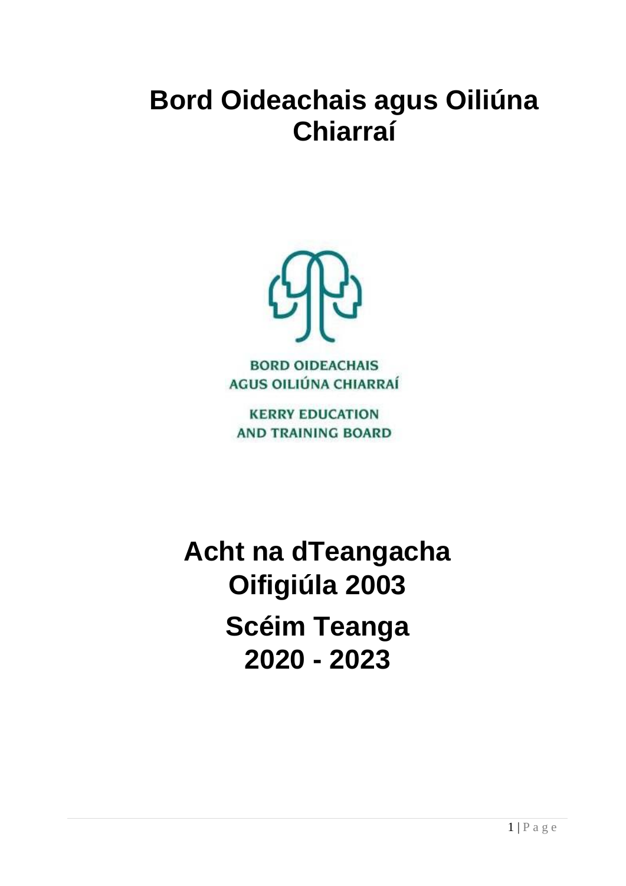# Bord Oideachais agus Oiliúna Chiarraí

BORD OIDEACHAIS AGUS OILIÚNA CHIARRAÍ

KERRY EDUCATION AND TRAINING BOARD

# Acht na dTeangacha Oifigiúla 2003

# Scéim Teanga 2020 - 2023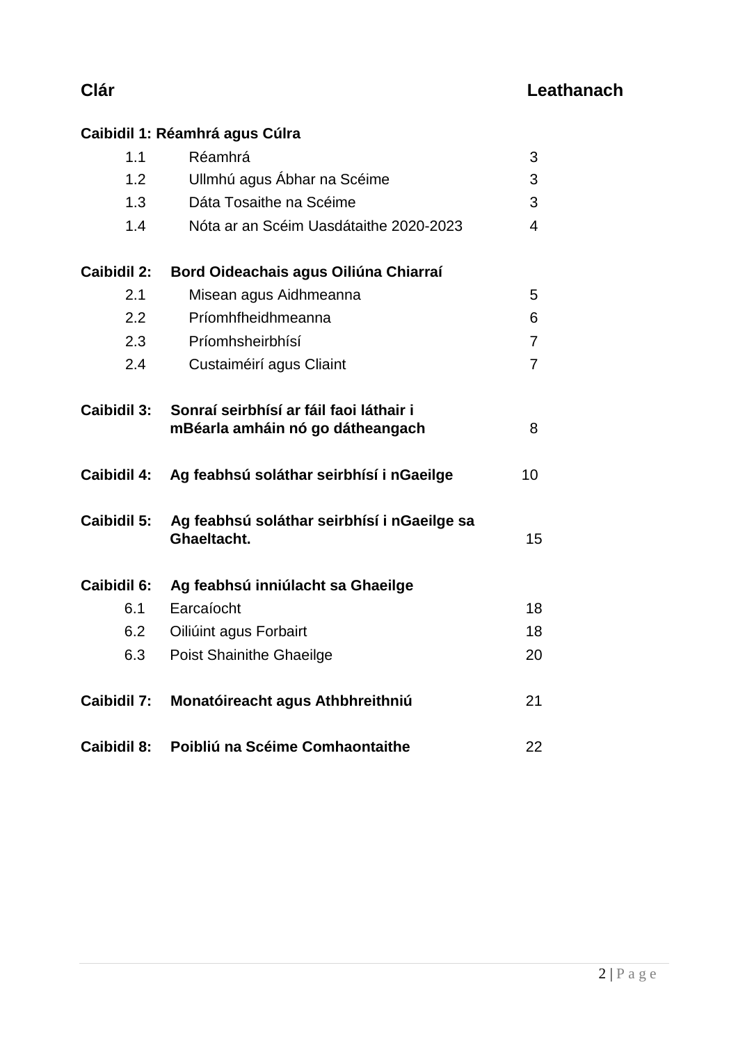| **Clár** | | **Leathanach** |
|---|---|---|
| **Caibidil 1: Réamhrá agus Cúlra** | | |
| 1.1 | Réamhrá | 3 |
| 1.2 | Ullmhú agus Ábhar na Scéime | 3 |
| 1.3 | Dáta Tosaithe na Scéime | 3 |
| 1.4 | Nóta ar an Scéim Uasdátaithe 2020-2023 | 4 |
| **Caibidil 2:** | **Bord Oideachais agus Oiliúna Chiarraí** | |
| 2.1 | Misean agus Aidhmeanna | 5 |
| 2.2 | Príomhfheidhmeanna | 6 |
| 2.3 | Príomhsheirbhísí | 7 |
| 2.4 | Custaiméirí agus Cliaint | 7 |
| **Caibidil 3:** | **Sonraí seirbhísí ar fáil faoi láthair i mBéarla amháin nó go dátheangach** | 8 |
| **Caibidil 4:** | **Ag feabhsú soláthar seirbhísí i nGaeilge** | 10 |
| **Caibidil 5:** | **Ag feabhsú soláthar seirbhísí i nGaeilge sa Ghaeltacht.** | 15 |
| **Caibidil 6:** | **Ag feabhsú inniúlacht sa Ghaeilge** | |
| 6.1 | Earcaíocht | 18 |
| 6.2 | Oiliúint agus Forbairt | 18 |
| 6.3 | Poist Shainithe Ghaeilge | 20 |
| **Caibidil 7:** | **Monatóireacht agus Athbhreithniú** | 21 |
| **Caibidil 8:** | **Poibliú na Scéime Comhaontaithe** | 22 |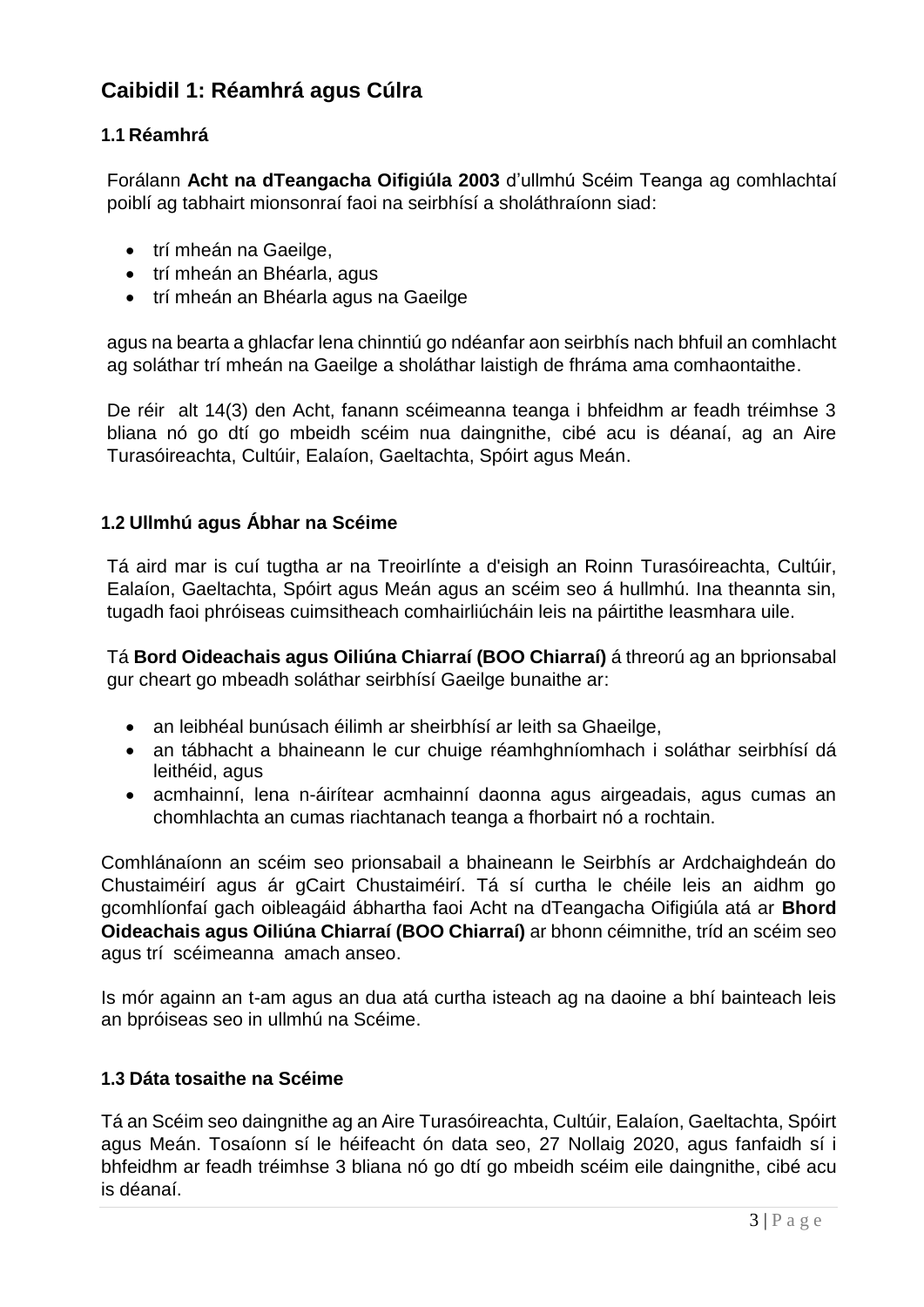## Caibidil 1: Réamhrá agus Cúlra

### 1.1 Réamhrá

Forálann **Acht na dTeangacha Oifigiúla 2003** d'ullmhú Scéim Teanga ag comhlachtaí poiblí ag tabhairt mionsonraí faoi na seirbhísí a sholáthraíonn siad:

- trí mheán na Gaeilge,
- trí mheán an Bhéarla, agus
- trí mheán an Bhéarla agus na Gaeilge

agus na bearta a ghlacfar lena chinntiú go ndéanfar aon seirbhís nach bhfuil an comhlacht ag soláthar trí mheán na Gaeilge a sholáthar laistigh de fhráma ama comhaontaithe.

De réir alt 14(3) den Acht, fanann scéimeanna teanga i bhfeidhm ar feadh tréimhse 3 bliana nó go dtí go mbeidh scéim nua daingnithe, cibé acu is déanaí, ag an Aire Turasóireachta, Cultúir, Ealaíon, Gaeltachta, Spóirt agus Meán.

### 1.2 Ullmhú agus Ábhar na Scéime

Tá aird mar is cuí tugtha ar na Treoirlínte a d'eisigh an Roinn Turasóireachta, Cultúir, Ealaíon, Gaeltachta, Spóirt agus Meán agus an scéim seo á hullmhú. Ina theannta sin, tugadh faoi phróiseas cuimsitheach comhairliúcháin leis na páirtithe leasmhara uile.

Tá **Bord Oideachais agus Oiliúna Chiarraí (BOO Chiarraí)** á threorú ag an bprionsabal gur cheart go mbeadh soláthar seirbhísí Gaeilge bunaithe ar:

- an leibhéal bunúsach éilimh ar sheirbhísí ar leith sa Ghaeilge,
- an tábhacht a bhaineann le cur chuige réamhghníomhach i soláthar seirbhísí dá leithéid, agus
- acmhainní, lena n-áirítear acmhainní daonna agus airgeadais, agus cumas an chomhlachta an cumas riachtanach teanga a fhorbairt nó a rochtain.

Comhlánaíonn an scéim seo prionsabail a bhaineann le Seirbhís ar Ardchaighdeán do Chustaiméirí agus ár gCairt Chustaiméirí. Tá sí curtha le chéile leis an aidhm go gcomhlíonfaí gach oibleagáid ábhartha faoi Acht na dTeangacha Oifigiúla atá ar **Bhord Oideachais agus Oiliúna Chiarraí (BOO Chiarraí)** ar bhonn céimnithe, tríd an scéim seo agus trí scéimeanna amach anseo.

Is mór againn an t-am agus an dua atá curtha isteach ag na daoine a bhí bainteach leis an bpróiseas seo in ullmhú na Scéime.

### 1.3 Dáta tosaithe na Scéime

Tá an Scéim seo daingnithe ag an Aire Turasóireachta, Cultúir, Ealaíon, Gaeltachta, Spóirt agus Meán. Tosaíonn sí le héifeacht ón data seo, 27 Nollaig 2020, agus fanfaidh sí i bhfeidhm ar feadh tréimhse 3 bliana nó go dtí go mbeidh scéim eile daingnithe, cibé acu is déanaí.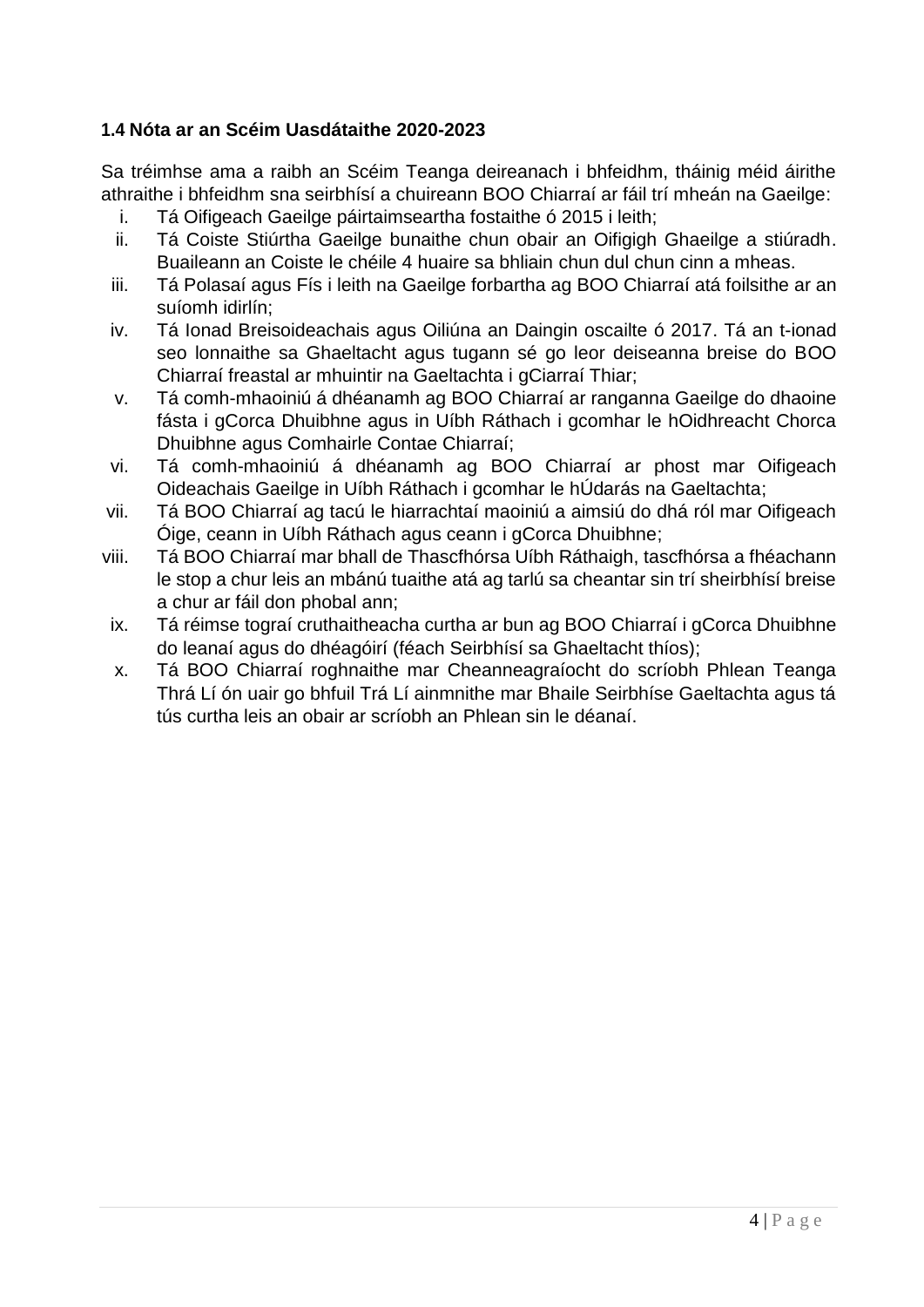### 1.4 Nóta ar an Scéim Uasdátaithe 2020-2023

Sa tréimhse ama a raibh an Scéim Teanga deireanach i bhfeidhm, tháinig méid áirithe athraithe i bhfeidhm sna seirbhísí a chuireann BOO Chiarraí ar fáil trí mheán na Gaeilge:

i. Tá Oifigeach Gaeilge páirtaimseartha fostaithe ó 2015 i leith;

ii. Tá Coiste Stiúrtha Gaeilge bunaithe chun obair an Oifigigh Ghaeilge a stiúradh. Buaileann an Coiste le chéile 4 huaire sa bhliain chun dul chun cinn a mheas.

iii. Tá Polasaí agus Fís i leith na Gaeilge forbartha ag BOO Chiarraí atá foilsithe ar an suíomh idirlín;

iv. Tá Ionad Breisoideachais agus Oiliúna an Daingin oscailte ó 2017. Tá an t-ionad seo lonnaithe sa Ghaeltacht agus tugann sé go leor deiseanna breise do BOO Chiarraí freastal ar mhuintir na Gaeltachta i gCiarraí Thiar;

v. Tá comh-mhaoiniú á dhéanamh ag BOO Chiarraí ar ranganna Gaeilge do dhaoine fásta i gCorca Dhuibhne agus in Uíbh Ráthach i gcomhar le hOidhreacht Chorca Dhuibhne agus Comhairle Contae Chiarraí;

vi. Tá comh-mhaoiniú á dhéanamh ag BOO Chiarraí ar phost mar Oifigeach Oideachais Gaeilge in Uíbh Ráthach i gcomhar le hÚdarás na Gaeltachta;

vii. Tá BOO Chiarraí ag tacú le hiarrachtaí maoiniú a aimsiú do dhá ról mar Oifigeach Óige, ceann in Uíbh Ráthach agus ceann i gCorca Dhuibhne;

viii. Tá BOO Chiarraí mar bhall de Thascfhórsa Uíbh Ráthaigh, tascfhórsa a fhéachann le stop a chur leis an mbánú tuaithe atá ag tarlú sa cheantar sin trí sheirbhísí breise a chur ar fáil don phobal ann;

ix. Tá réimse tograí cruthaitheacha curtha ar bun ag BOO Chiarraí i gCorca Dhuibhne do leanaí agus do dhéagóirí (féach Seirbhísí sa Ghaeltacht thíos);

x. Tá BOO Chiarraí roghnaithe mar Cheanneagraíocht do scríobh Phlean Teanga Thrá Lí ón uair go bhfuil Trá Lí ainmnithe mar Bhaile Seirbhíse Gaeltachta agus tá tús curtha leis an obair ar scríobh an Phlean sin le déanaí.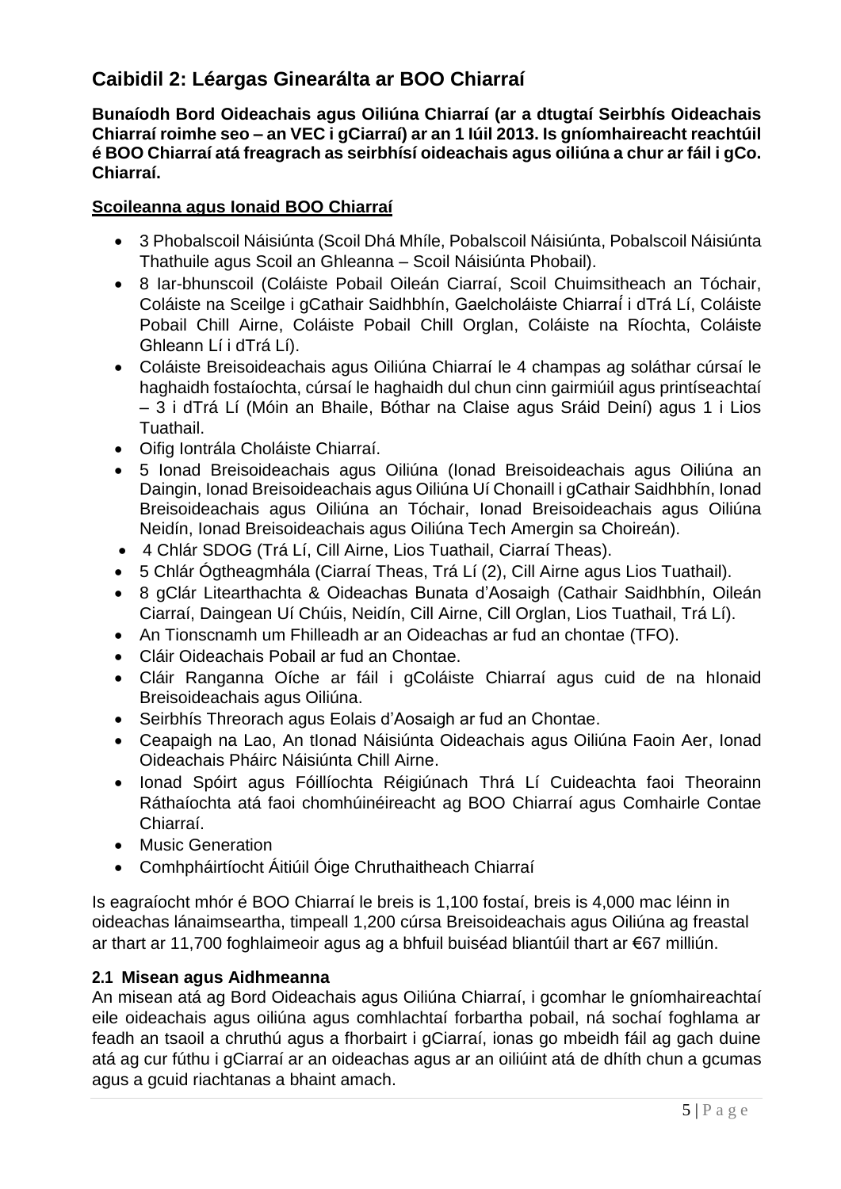## Caibidil 2: Léargas Ginearálta ar BOO Chiarraí

**Bunaíodh Bord Oideachais agus Oiliúna Chiarraí (ar a dtugtaí Seirbhís Oideachais Chiarraí roimhe seo – an VEC i gCiarraí) ar an 1 Iúil 2013. Is gníomhaireacht reachtúil é BOO Chiarraí atá freagrach as seirbhísí oideachais agus oiliúna a chur ar fáil i gCo. Chiarraí.**

**Scoileanna agus Ionaid BOO Chiarraí**

- 3 Phobalscoil Náisiúnta (Scoil Dhá Mhíle, Pobalscoil Náisiúnta, Pobalscoil Náisiúnta Thathuile agus Scoil an Ghleanna – Scoil Náisiúnta Phobail).
- 8 Iar-bhunscoil (Coláiste Pobail Oileán Ciarraí, Scoil Chuimsitheach an Tóchair, Coláiste na Sceilge i gCathair Saidhbhín, Gaelcholáiste Chiarraí i dTrá Lí, Coláiste Pobail Chill Airne, Coláiste Pobail Chill Orglan, Coláiste na Ríochta, Coláiste Ghleann Lí i dTrá Lí).
- Coláiste Breisoideachais agus Oiliúna Chiarraí le 4 champas ag soláthar cúrsaí le haghaidh fostaíochta, cúrsaí le haghaidh dul chun cinn gairmiúil agus printíseachtaí – 3 i dTrá Lí (Móin an Bhaile, Bóthar na Claise agus Sráid Deiní) agus 1 i Lios Tuathail.
- Oifig Iontrála Choláiste Chiarraí.
- 5 Ionad Breisoideachais agus Oiliúna (Ionad Breisoideachais agus Oiliúna an Daingin, Ionad Breisoideachais agus Oiliúna Uí Chonaill i gCathair Saidhbhín, Ionad Breisoideachais agus Oiliúna an Tóchair, Ionad Breisoideachais agus Oiliúna Neidín, Ionad Breisoideachais agus Oiliúna Tech Amergin sa Choireán).
- 4 Chlár SDOG (Trá Lí, Cill Airne, Lios Tuathail, Ciarraí Theas).
- 5 Chlár Ógtheagmhála (Ciarraí Theas, Trá Lí (2), Cill Airne agus Lios Tuathail).
- 8 gClár Litearthachta & Oideachas Bunata d'Aosaigh (Cathair Saidhbhín, Oileán Ciarraí, Daingean Uí Chúis, Neidín, Cill Airne, Cill Orglan, Lios Tuathail, Trá Lí).
- An Tionscnamh um Fhilleadh ar an Oideachas ar fud an chontae (TFO).
- Cláir Oideachais Pobail ar fud an Chontae.
- Cláir Ranganna Oíche ar fáil i gColáiste Chiarraí agus cuid de na hIonaid Breisoideachais agus Oiliúna.
- Seirbhís Threorach agus Eolais d'Aosaigh ar fud an Chontae.
- Ceapaigh na Lao, An tIonad Náisiúnta Oideachais agus Oiliúna Faoin Aer, Ionad Oideachais Pháirc Náisiúnta Chill Airne.
- Ionad Spóirt agus Fóillíochta Réigiúnach Thrá Lí Cuideachta faoi Theorainn Ráthaíochta atá faoi chomhúinéireacht ag BOO Chiarraí agus Comhairle Contae Chiarraí.
- Music Generation
- Comhpháirtíocht Áitiúil Óige Chruthaitheach Chiarraí

Is eagraíocht mhór é BOO Chiarraí le breis is 1,100 fostaí, breis is 4,000 mac léinn in oideachas lánaimseartha, timpeall 1,200 cúrsa Breisoideachais agus Oiliúna ag freastal ar thart ar 11,700 foghlaimeoir agus ag a bhfuil buiséad bliantúil thart ar €67 milliún.

### 2.1 Misean agus Aidhmeanna

An misean atá ag Bord Oideachais agus Oiliúna Chiarraí, i gcomhar le gníomhaireachtaí eile oideachais agus oiliúna agus comhlachtaí forbartha pobail, ná sochaí foghlama ar feadh an tsaoil a chruthú agus a fhorbairt i gCiarraí, ionas go mbeidh fáil ag gach duine atá ag cur fúthu i gCiarraí ar an oideachas agus ar an oiliúint atá de dhíth chun a gcumas agus a gcuid riachtanas a bhaint amach.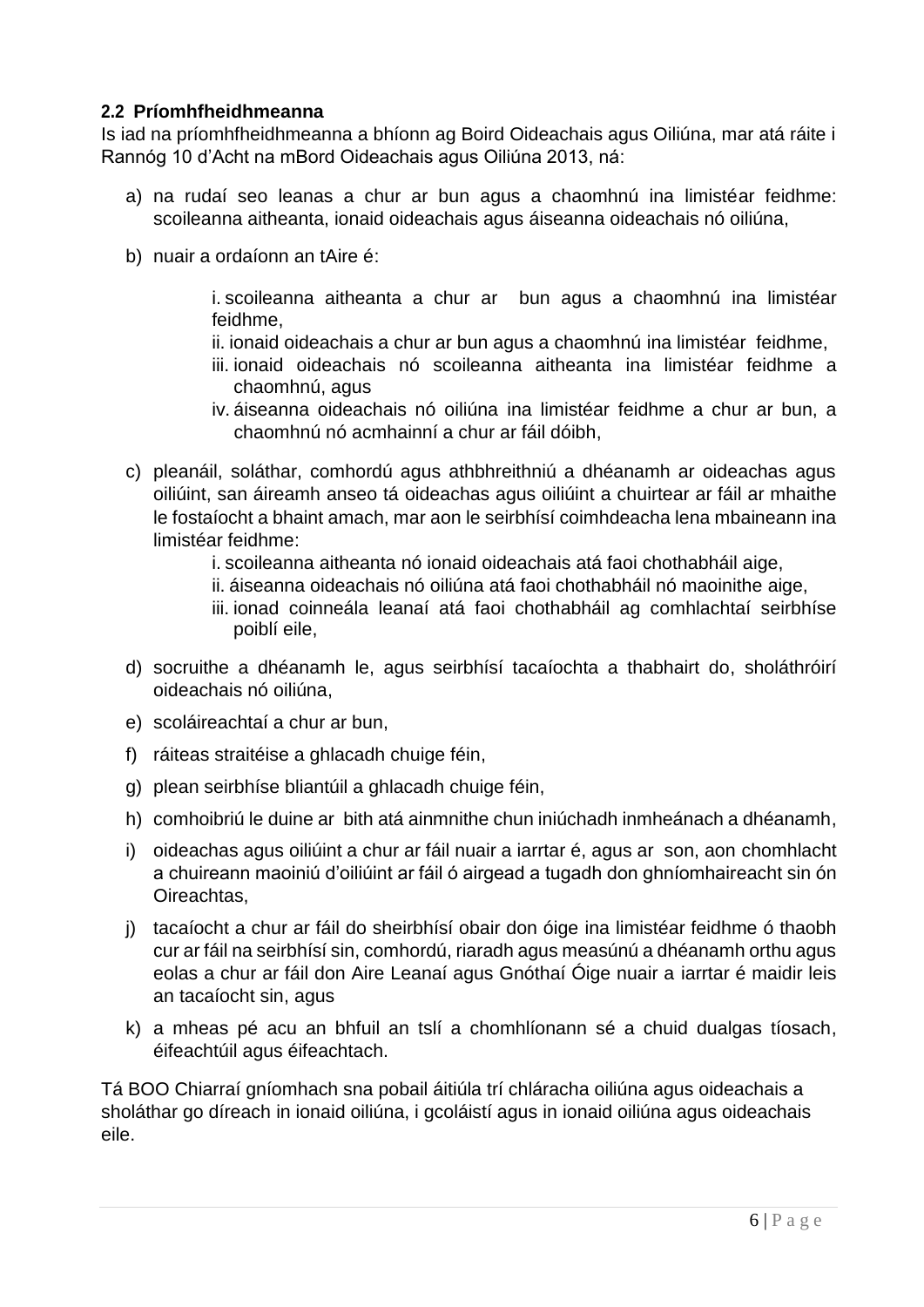## 2.2 Príomhfheidhmeanna

Is iad na príomhfheidhmeanna a bhíonn ag Boird Oideachais agus Oiliúna, mar atá ráite i Rannóg 10 d'Acht na mBord Oideachais agus Oiliúna 2013, ná:

a) na rudaí seo leanas a chur ar bun agus a chaomhnú ina limistéar feidhme: scoileanna aitheanta, ionaid oideachais agus áiseanna oideachais nó oiliúna,

b) nuair a ordaíonn an tAire é:

   i. scoileanna aitheanta a chur ar bun agus a chaomhnú ina limistéar feidhme,
   ii. ionaid oideachais a chur ar bun agus a chaomhnú ina limistéar feidhme,
   iii. ionaid oideachais nó scoileanna aitheanta ina limistéar feidhme a chaomhnú, agus
   iv. áiseanna oideachais nó oiliúna ina limistéar feidhme a chur ar bun, a chaomhnú nó acmhainní a chur ar fáil dóibh,

c) pleanáil, soláthar, comhordú agus athbhreithniú a dhéanamh ar oideachas agus oiliúint, san áireamh anseo tá oideachas agus oiliúint a chuirtear ar fáil ar mhaithe le fostaíocht a bhaint amach, mar aon le seirbhísí coimhdeacha lena mbaineann ina limistéar feidhme:
   i. scoileanna aitheanta nó ionaid oideachais atá faoi chothabháil aige,
   ii. áiseanna oideachais nó oiliúna atá faoi chothabháil nó maoinithe aige,
   iii. ionad coinneála leanaí atá faoi chothabháil ag comhlachtaí seirbhíse poiblí eile,

d) socruithe a dhéanamh le, agus seirbhísí tacaíochta a thabhairt do, sholáthróirí oideachais nó oiliúna,

e) scoláireachtaí a chur ar bun,

f) ráiteas straitéise a ghlacadh chuige féin,

g) plean seirbhíse bliantúil a ghlacadh chuige féin,

h) comhoibriú le duine ar bith atá ainmnithe chun iniúchadh inmheánach a dhéanamh,

i) oideachas agus oiliúint a chur ar fáil nuair a iarrtar é, agus ar son, aon chomhlacht a chuireann maoiniú d'oiliúint ar fáil ó airgead a tugadh don ghníomhaireacht sin ón Oireachtas,

j) tacaíocht a chur ar fáil do sheirbhísí obair don óige ina limistéar feidhme ó thaobh cur ar fáil na seirbhísí sin, comhordú, riaradh agus measúnú a dhéanamh orthu agus eolas a chur ar fáil don Aire Leanaí agus Gnóthaí Óige nuair a iarrtar é maidir leis an tacaíocht sin, agus

k) a mheas pé acu an bhfuil an tslí a chomhlíonann sé a chuid dualgas tíosach, éifeachtúil agus éifeachtach.

Tá BOO Chiarraí gníomhach sna pobail áitiúla trí chláracha oiliúna agus oideachais a sholáthar go díreach in ionaid oiliúna, i gcoláistí agus in ionaid oiliúna agus oideachais eile.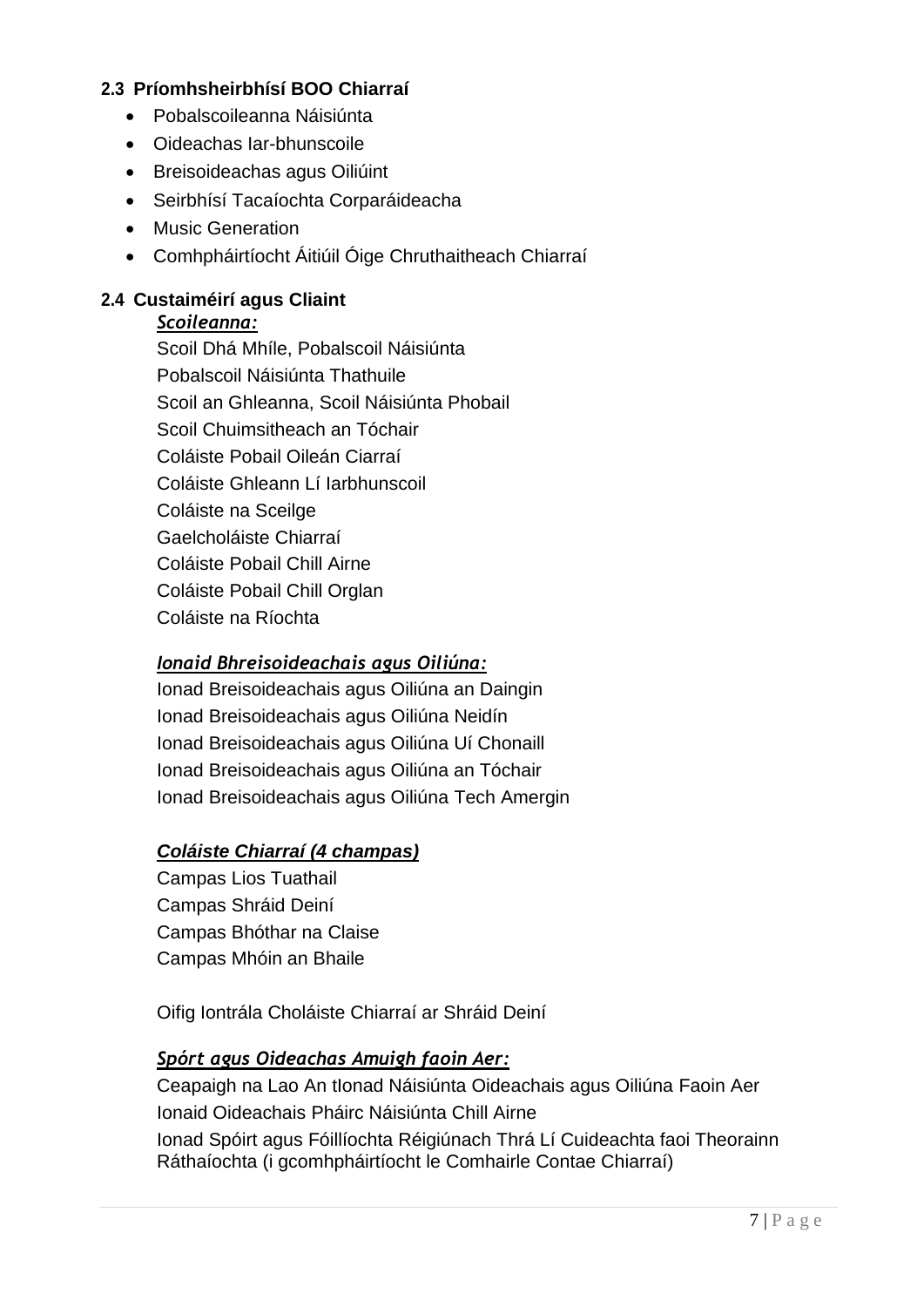### 2.3 Príomhsheirbhísí BOO Chiarraí

- Pobalscoileanna Náisiúnta
- Oideachas Iar-bhunscoile
- Breisoideachas agus Oiliúint
- Seirbhísí Tacaíochta Corparáideacha
- Music Generation
- Comhpháirtíocht Áitiúil Óige Chruthaitheach Chiarraí

### 2.4 Custaiméirí agus Cliaint

***Scoileanna:***

Scoil Dhá Mhíle, Pobalscoil Náisiúnta
Pobalscoil Náisiúnta Thathuile
Scoil an Ghleanna, Scoil Náisiúnta Phobail
Scoil Chuimsitheach an Tóchair
Coláiste Pobail Oileán Ciarraí
Coláiste Ghleann Lí Iarbhunscoil
Coláiste na Sceilge
Gaelcholáiste Chiarraí
Coláiste Pobail Chill Airne
Coláiste Pobail Chill Orglan
Coláiste na Ríochta

***Ionaid Bhreisoideachais agus Oiliúna:***

Ionad Breisoideachais agus Oiliúna an Daingin
Ionad Breisoideachais agus Oiliúna Neidín
Ionad Breisoideachais agus Oiliúna Uí Chonaill
Ionad Breisoideachais agus Oiliúna an Tóchair
Ionad Breisoideachais agus Oiliúna Tech Amergin

***Coláiste Chiarraí (4 champas)***

Campas Lios Tuathail
Campas Shráid Deiní
Campas Bhóthar na Claise
Campas Mhóin an Bhaile

Oifig Iontrála Choláiste Chiarraí ar Shráid Deiní

***Spórt agus Oideachas Amuigh faoin Aer:***

Ceapaigh na Lao An tIonad Náisiúnta Oideachais agus Oiliúna Faoin Aer
Ionaid Oideachais Pháirc Náisiúnta Chill Airne
Ionad Spóirt agus Fóillíochta Réigiúnach Thrá Lí Cuideachta faoi Theorainn Ráthaíochta (i gcomhpháirtíocht le Comhairle Contae Chiarraí)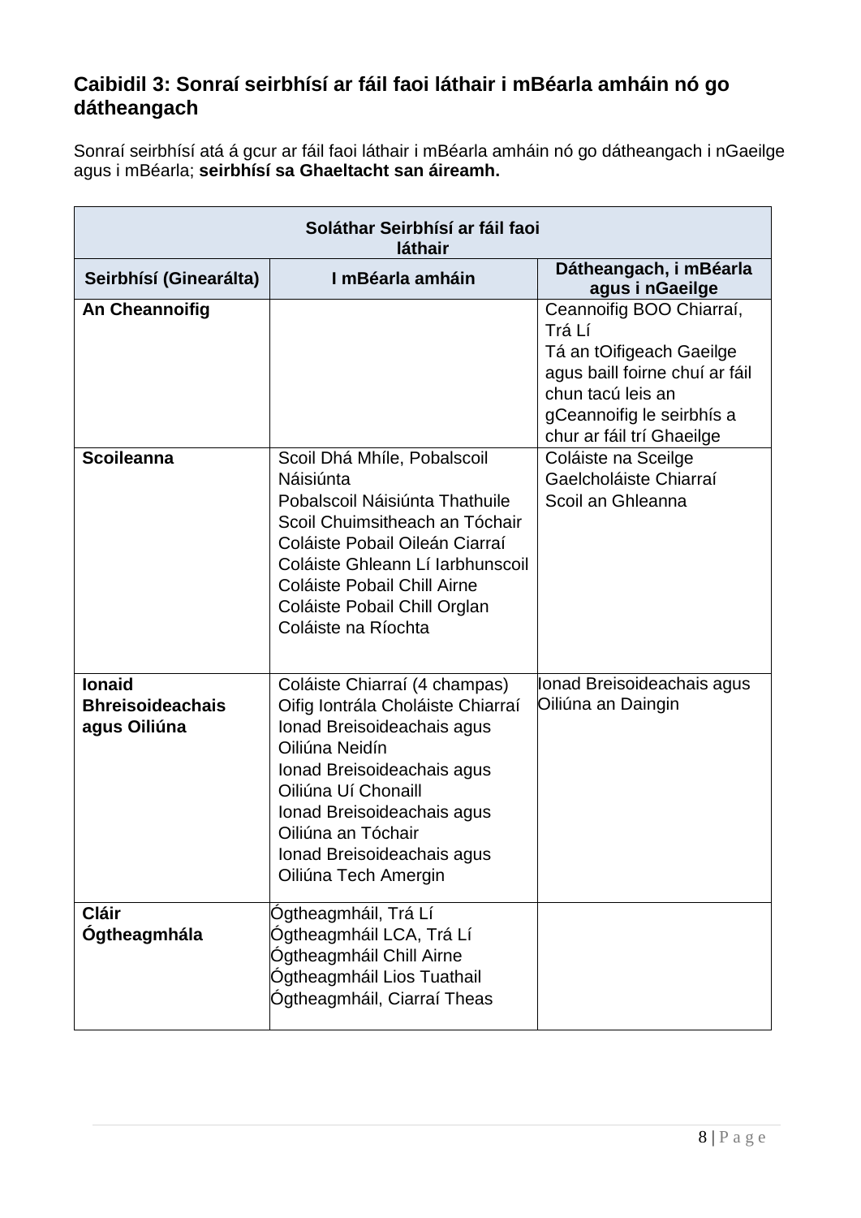## Caibidil 3: Sonraí seirbhísí ar fáil faoi láthair i mBéarla amháin nó go dátheangach

Sonraí seirbhísí atá á gcur ar fáil faoi láthair i mBéarla amháin nó go dátheangach i nGaeilge agus i mBéarla; **seirbhísí sa Ghaeltacht san áireamh.**

| Soláthar Seirbhísí ar fáil faoi láthair | | |
|---|---|---|
| **Seirbhísí (Ginearálta)** | **I mBéarla amháin** | **Dátheangach, i mBéarla agus i nGaeilge** |
| **An Cheannoifig** | | Ceannoifig BOO Chiarraí, Trá Lí<br>Tá an tOifigeach Gaeilge agus baill foirne chuí ar fáil chun tacú leis an gCeannoifig le seirbhís a chur ar fáil trí Ghaeilge |
| **Scoileanna** | Scoil Dhá Mhíle, Pobalscoil Náisiúnta<br>Pobalscoil Náisiúnta Thathuile<br>Scoil Chuimsitheach an Tóchair<br>Coláiste Pobail Oileán Ciarraí<br>Coláiste Ghleann Lí Iarbhunscoil<br>Coláiste Pobail Chill Airne<br>Coláiste Pobail Chill Orglan<br>Coláiste na Ríochta | Coláiste na Sceilge<br>Gaelcholáiste Chiarraí<br>Scoil an Ghleanna |
| **Ionaid Bhreisoideachais agus Oiliúna** | Coláiste Chiarraí (4 champas)<br>Oifig Iontrála Choláiste Chiarraí<br>Ionad Breisoideachais agus Oiliúna Neidín<br>Ionad Breisoideachais agus Oiliúna Uí Chonaill<br>Ionad Breisoideachais agus Oiliúna an Tóchair<br>Ionad Breisoideachais agus Oiliúna Tech Amergin | Ionad Breisoideachais agus Oiliúna an Daingin |
| **Cláir Ógtheagmhála** | Ógtheagmháil, Trá Lí<br>Ógtheagmháil LCA, Trá Lí<br>Ógtheagmháil Chill Airne<br>Ógtheagmháil Lios Tuathail<br>Ógtheagmháil, Ciarraí Theas | |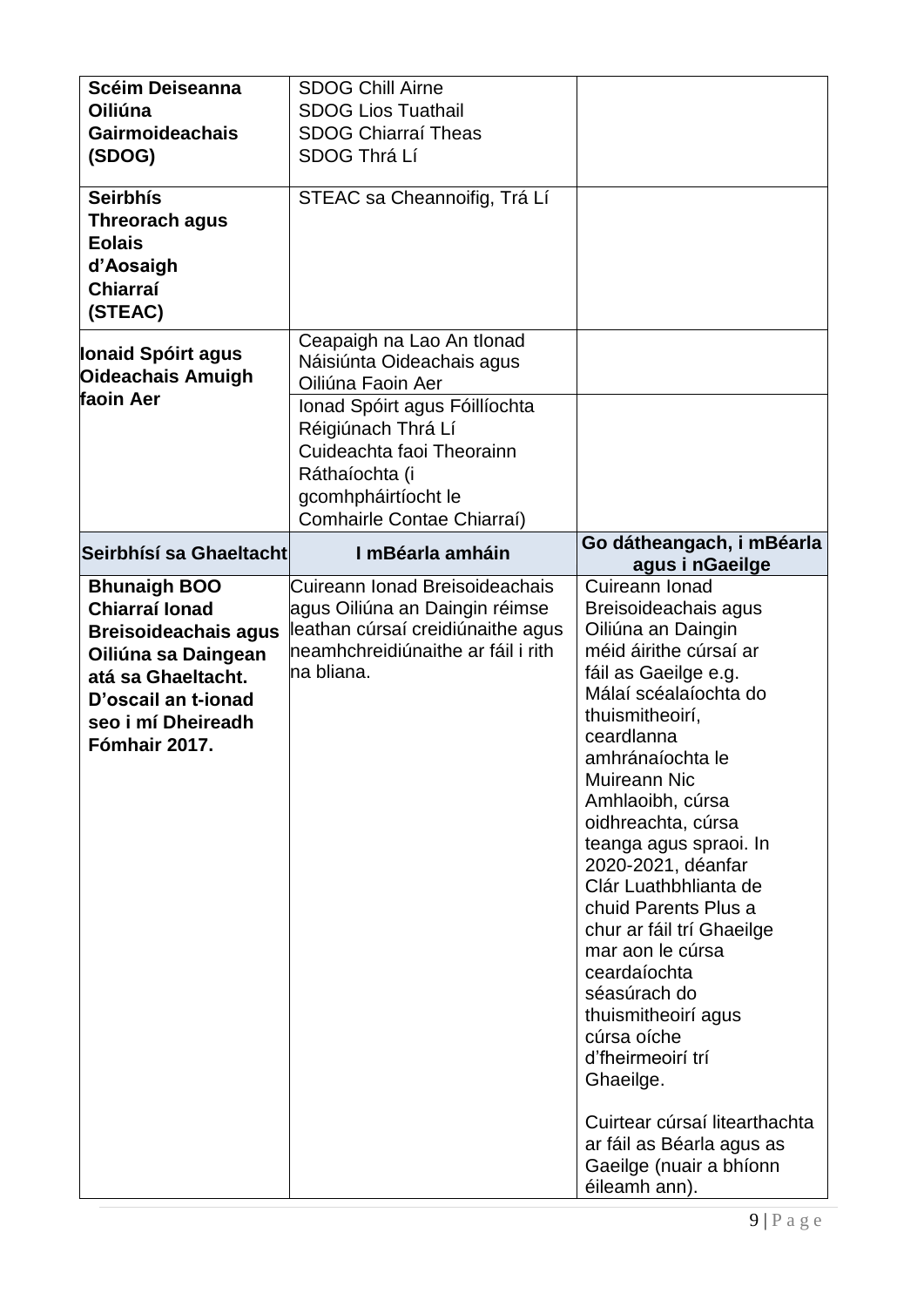| | | |
|---|---|---|
| **Scéim Deiseanna Oiliúna Gairmoideachais (SDOG)** | SDOG Chill Airne<br>SDOG Lios Tuathail<br>SDOG Chiarraí Theas<br>SDOG Thrá Lí | |
| **Seirbhís Threorach agus Eolais d'Aosaigh Chiarraí (STEAC)** | STEAC sa Cheannoifig, Trá Lí | |
| **Ionaid Spóirt agus Oideachais Amuigh faoin Aer** | Ceapaigh na Lao An tIonad Náisiúnta Oideachais agus Oiliúna Faoin Aer | |
| | Ionad Spóirt agus Fóillíochta Réigiúnach Thrá Lí Cuideachta faoi Theorainn Ráthaíochta (i gcomhpháirtíocht le Comhairle Contae Chiarraí) | |
| **Seirbhísí sa Ghaeltacht** | **I mBéarla amháin** | **Go dátheangach, i mBéarla agus i nGaeilge** |
| **Bhunaigh BOO Chiarraí Ionad Breisoideachais agus Oiliúna sa Daingean atá sa Ghaeltacht. D'oscail an t-ionad seo i mí Dheireadh Fómhair 2017.** | Cuireann Ionad Breisoideachais agus Oiliúna an Daingin réimse leathan cúrsaí creidiúnaithe agus neamhchreidiúnaithe ar fáil i rith na bliana. | Cuireann Ionad Breisoideachais agus Oiliúna an Daingin méid áirithe cúrsaí ar fáil as Gaeilge e.g. Málaí scéalaíochta do thuismitheoirí, ceardlanna amhránaíochta le Muireann Nic Amhlaoibh, cúrsa oidhreachta, cúrsa teanga agus spraoi. In 2020-2021, déanfar Clár Luathbhlianta de chuid Parents Plus a chur ar fáil trí Ghaeilge mar aon le cúrsa ceardaíochta séasúrach do thuismitheoirí agus cúrsa oíche d'fheirmeoirí trí Ghaeilge.<br><br>Cuirtear cúrsaí litearthachta ar fáil as Béarla agus as Gaeilge (nuair a bhíonn éileamh ann). |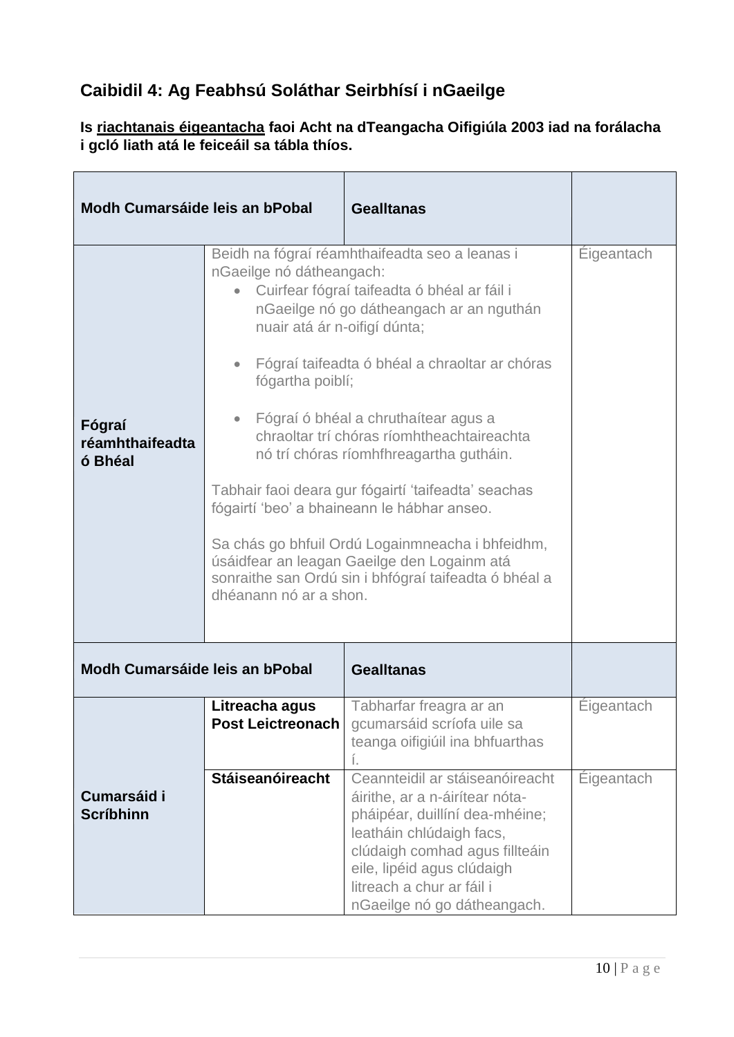## Caibidil 4: Ag Feabhsú Soláthar Seirbhísí i nGaeilge

**Is riachtanais éigeantacha faoi Acht na dTeangacha Oifigiúla 2003 iad na forálacha i gcló liath atá le feiceáil sa tábla thíos.**

| Modh Cumarsáide leis an bPobal | | Gealltanas | |
|---|---|---|---|
| **Fógraí réamhthaifeadta ó Bhéal** | Beidh na fógraí réamhthaifeadta seo a leanas i nGaeilge nó dátheangach:<br>• Cuirfear fógraí taifeadta ó bhéal ar fáil i nGaeilge nó go dátheangach ar an nguthán nuair atá ár n-oifigí dúnta;<br>• Fógraí taifeadta ó bhéal a chraoltar ar chóras fógartha poiblí;<br>• Fógraí ó bhéal a chruthaítear agus a chraoltar trí chóras ríomhtheachtaireachta nó trí chóras ríomhfhreagartha gutháin.<br><br>Tabhair faoi deara gur fógairtí 'taifeadta' seachas fógairtí 'beo' a bhaineann le hábhar anseo.<br><br>Sa chás go bhfuil Ordú Logainmneacha i bhfeidhm, úsáidfear an leagan Gaeilge den Logainm atá sonraithe san Ordú sin i bhfógraí taifeadta ó bhéal a dhéanann nó ar a shon. | | Éigeantach |

| Modh Cumarsáide leis an bPobal | | Gealltanas | |
|---|---|---|---|
| **Cumarsáid i Scríbhinn** | **Litreacha agus Post Leictreonach** | Tabharfar freagra ar an gcumarsáid scríofa uile sa teanga oifigiúil ina bhfuarthas í. | Éigeantach |
| | **Stáiseanóireacht** | Ceannteidil ar stáiseanóireacht áirithe, ar a n-áirítear nóta-pháipéar, duillíní dea-mhéine; leatháin chlúdaigh facs, clúdaigh comhad agus fillteáin eile, lipéid agus clúdaigh litreach a chur ar fáil i nGaeilge nó go dátheangach. | Éigeantach |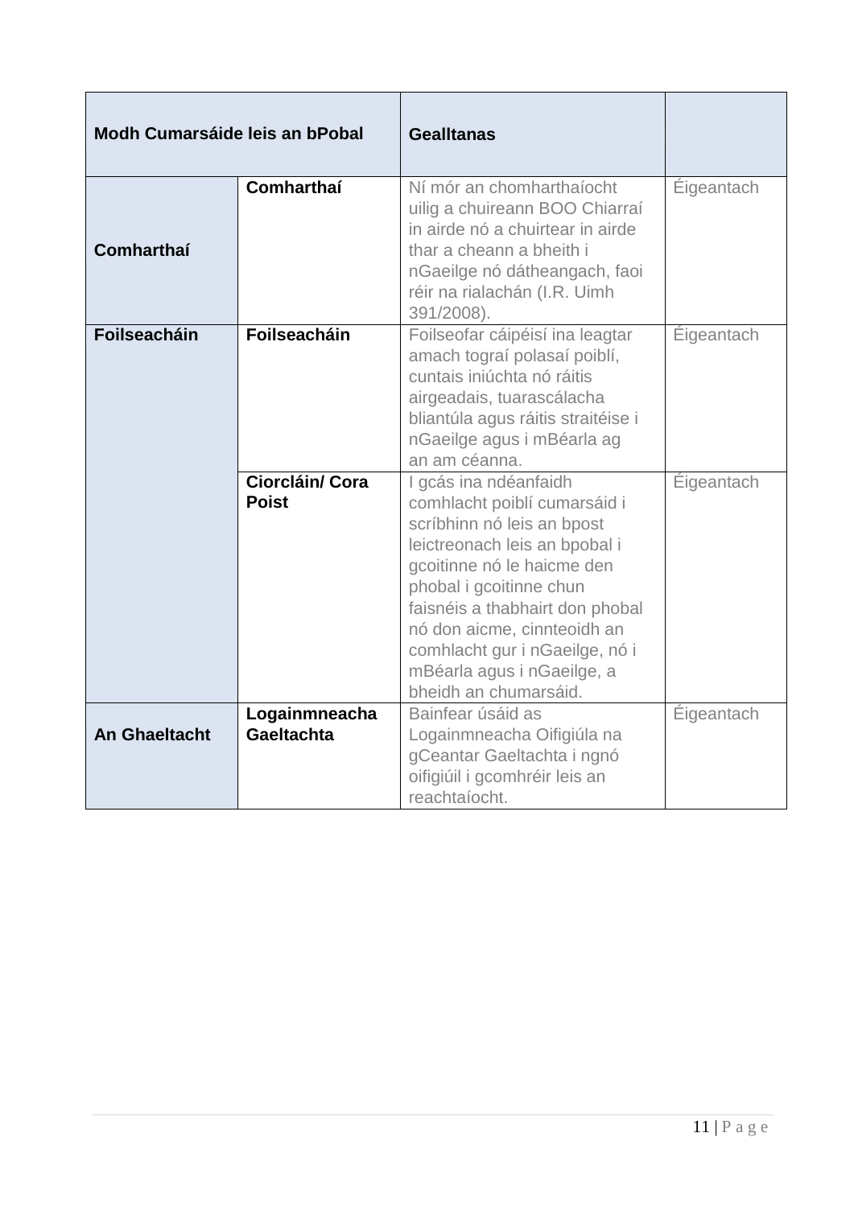| Modh Cumarsáide leis an bPobal | | Gealltanas | |
|---|---|---|---|
| **Comharthaí** | **Comharthaí** | Ní mór an chomharthaíocht uilig a chuireann BOO Chiarraí in airde nó a chuirtear in airde thar a cheann a bheith i nGaeilge nó dátheangach, faoi réir na rialachán (I.R. Uimh 391/2008). | Éigeantach |
| **Foilseacháin** | **Foilseacháin** | Foilseofar cáipéisí ina leagtar amach tograí polasaí poiblí, cuntais iniúchta nó ráitis airgeadais, tuarascálacha bliantúla agus ráitis straitéise i nGaeilge agus i mBéarla ag an am céanna. | Éigeantach |
| | **Ciorcláin/ Cora Poist** | I gcás ina ndéanfaidh comhlacht poiblí cumarsáid i scríbhinn nó leis an bpost leictreonach leis an bpobal i gcoitinne nó le haicme den phobal i gcoitinne chun faisnéis a thabhairt don phobal nó don aicme, cinnteoidh an comhlacht gur i nGaeilge, nó i mBéarla agus i nGaeilge, a bheidh an chumarsáid. | Éigeantach |
| **An Ghaeltacht** | **Logainmneacha Gaeltachta** | Bainfear úsáid as Logainmneacha Oifigiúla na gCeantar Gaeltachta i ngnó oifigiúil i gcomhréir leis an reachtaíocht. | Éigeantach |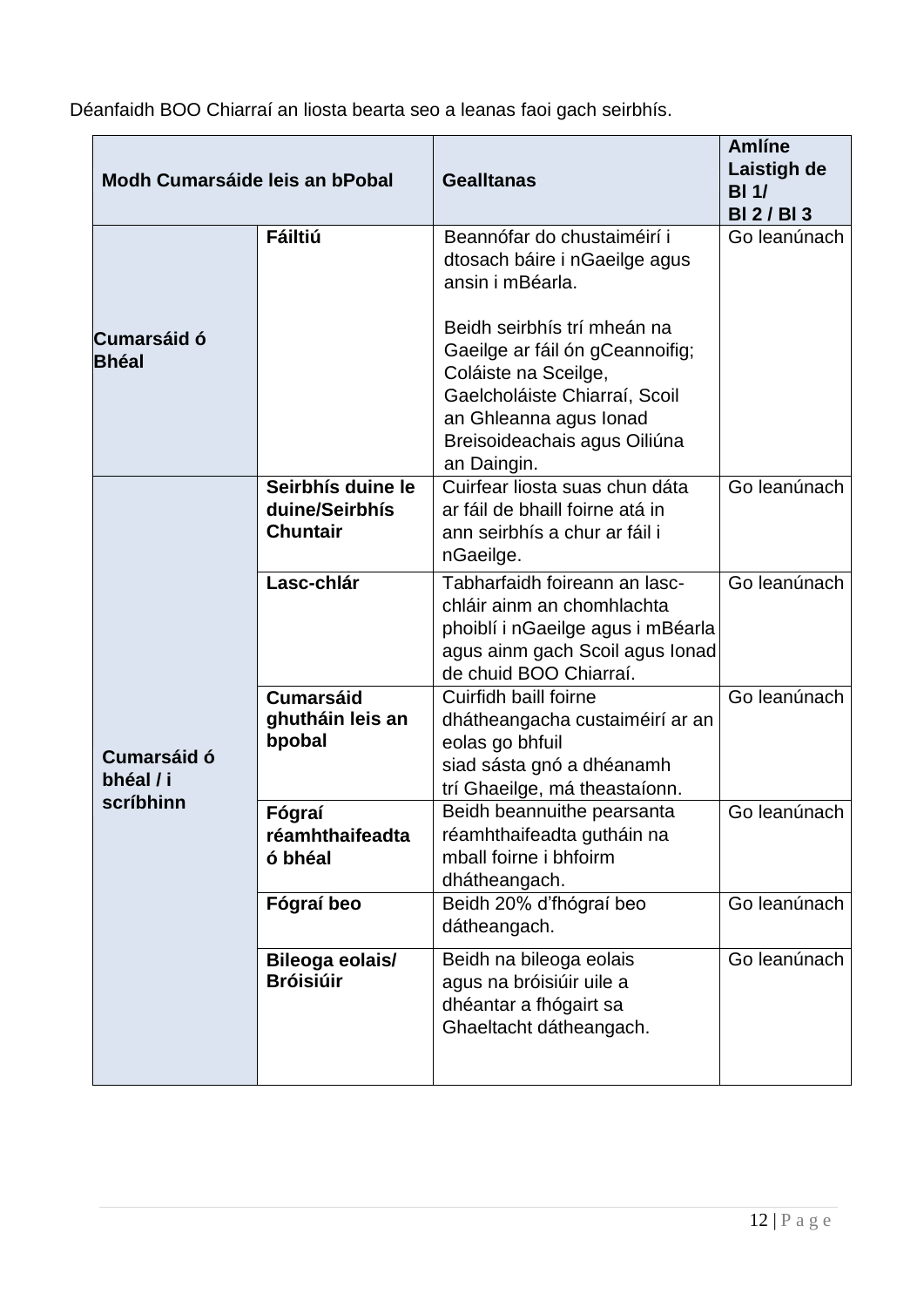Déanfaidh BOO Chiarraí an liosta bearta seo a leanas faoi gach seirbhís.

| **Modh Cumarsáide leis an bPobal** | | **Gealltanas** | **Amlíne Laistigh de Bl 1/ Bl 2 / Bl 3** |
|---|---|---|---|
| **Cumarsáid ó Bhéal** | **Fáiltiú** | Beannófar do chustaiméirí i dtosach báire i nGaeilge agus ansin i mBéarla.<br><br>Beidh seirbhís trí mheán na Gaeilge ar fáil ón gCeannoifig; Coláiste na Sceilge, Gaelcholáiste Chiarraí, Scoil an Ghleanna agus Ionad Breisoideachais agus Oiliúna an Daingin. | Go leanúnach |
| **Cumarsáid ó bhéal / i scríbhinn** | **Seirbhís duine le duine/Seirbhís Chuntair** | Cuirfear liosta suas chun dáta ar fáil de bhaill foirne atá in ann seirbhís a chur ar fáil i nGaeilge. | Go leanúnach |
| | **Lasc-chlár** | Tabharfaidh foireann an lasc-chláir ainm an chomhlachta phoiblí i nGaeilge agus i mBéarla agus ainm gach Scoil agus Ionad de chuid BOO Chiarraí. | Go leanúnach |
| | **Cumarsáid ghutháin leis an bpobal** | Cuirfidh baill foirne dhátheangacha custaiméirí ar an eolas go bhfuil siad sásta gnó a dhéanamh trí Ghaeilge, má theastaíonn. | Go leanúnach |
| | **Fógraí réamhthaifeadta ó bhéal** | Beidh beannuithe pearsanta réamhthaifeadta gutháin na mball foirne i bhfoirm dhátheangach. | Go leanúnach |
| | **Fógraí beo** | Beidh 20% d'fhógraí beo dátheangach. | Go leanúnach |
| | **Bileoga eolais/ Bróisiúir** | Beidh na bileoga eolais agus na bróisiúir uile a dhéantar a fhógairt sa Ghaeltacht dátheangach. | Go leanúnach |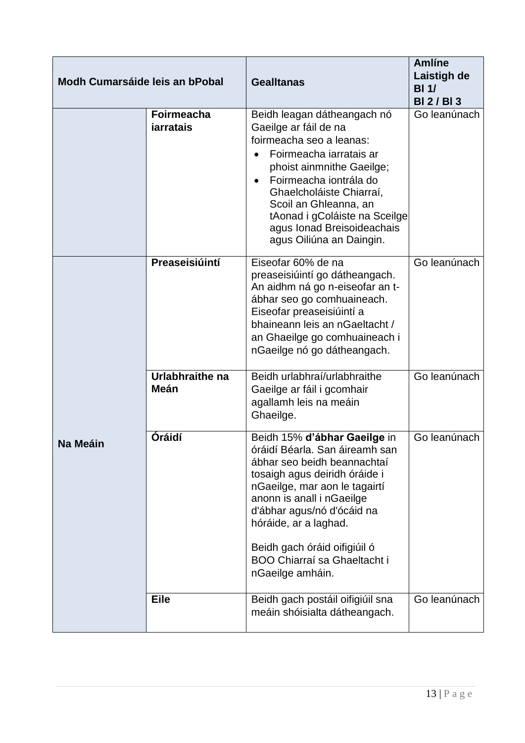| Modh Cumarsáide leis an bPobal | | Gealltanas | Amlíne Laistigh de Bl 1/ Bl 2 / Bl 3 |
|---|---|---|---|
| | **Foirmeacha iarratais** | Beidh leagan dátheangach nó Gaeilge ar fáil de na foirmeacha seo a leanas:<br>• Foirmeacha iarratais ar phoist ainmnithe Gaeilge;<br>• Foirmeacha iontrála do Ghaelcholáiste Chiarraí, Scoil an Ghleanna, an tAonad i gColáiste na Sceilge agus Ionad Breisoideachais agus Oiliúna an Daingin. | Go leanúnach |
| **Na Meáin** | **Preaseisiúintí** | Eiseofar 60% de na preaseisiúintí go dátheangach. An aidhm ná go n-eiseofar an t-ábhar seo go comhuaineach. Eiseofar preaseisiúintí a bhaineann leis an nGaeltacht / an Ghaeilge go comhuaineach i nGaeilge nó go dátheangach. | Go leanúnach |
| | **Urlabhraithe na Meán** | Beidh urlabhraí/urlabhraithe Gaeilge ar fáil i gcomhair agallamh leis na meáin Ghaeilge. | Go leanúnach |
| | **Óráidí** | Beidh 15% **d'ábhar Gaeilge** in óráidí Béarla. San áireamh san ábhar seo beidh beannachtaí tosaigh agus deiridh óráide i nGaeilge, mar aon le tagairtí anonn is anall i nGaeilge d'ábhar agus/nó d'ócáid na hóráide, ar a laghad.<br><br>Beidh gach óráid oifigiúil ó BOO Chiarraí sa Ghaeltacht i nGaeilge amháin. | Go leanúnach |
| | **Eile** | Beidh gach postáil oifigiúil sna meáin shóisialta dátheangach. | Go leanúnach |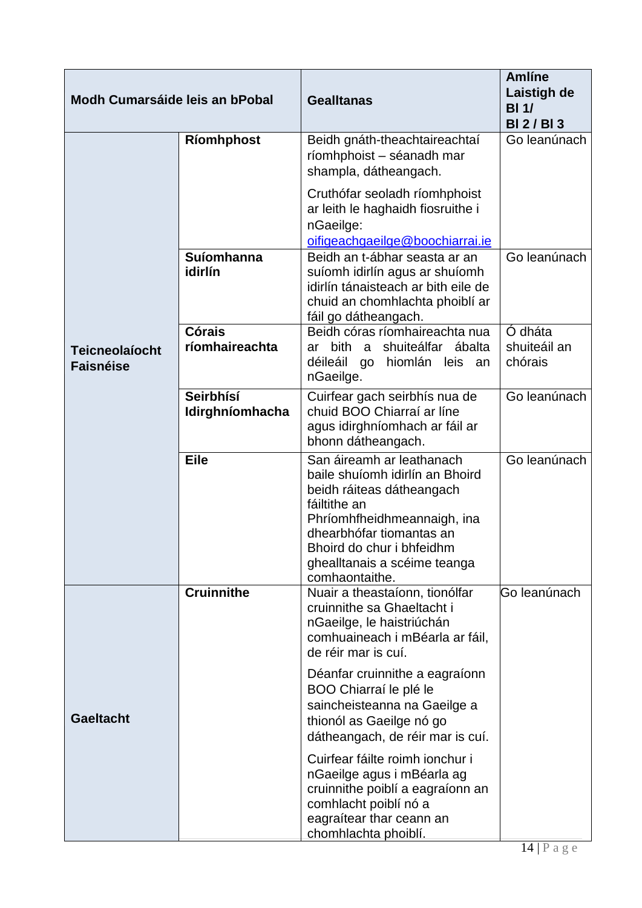| Modh Cumarsáide leis an bPobal | | Gealltanas | Amlíne Laistigh de Bl 1/ Bl 2 / Bl 3 |
|---|---|---|---|
| Teicneolaíocht Faisnéise | **Ríomhphost** | Beidh gnáth-theachtaireachtaí ríomhphoist – séanadh mar shampla, dátheangach.<br><br>Cruthófar seoladh ríomhphoist ar leith le haghaidh fiosruithe i nGaeilge: oifigeachgaeilge@boochiarrai.ie | Go leanúnach |
| | **Suíomhanna idirlín** | Beidh an t-ábhar seasta ar an suíomh idirlín agus ar shuíomh idirlín tánaisteach ar bith eile de chuid an chomhlachta phoiblí ar fáil go dátheangach. | Go leanúnach |
| | **Córais ríomhaireachta** | Beidh córas ríomhaireachta nua ar bith a shuiteálfar ábalta déileáil go hiomlán leis an nGaeilge. | Ó dháta shuiteáil an chórais |
| | **Seirbhísí Idirghníomhacha** | Cuirfear gach seirbhís nua de chuid BOO Chiarraí ar líne agus idirghníomhach ar fáil ar bhonn dátheangach. | Go leanúnach |
| | **Eile** | San áireamh ar leathanach baile shuíomh idirlín an Bhoird beidh ráiteas dátheangach fáiltithe an Phríomhfheidhmeannaigh, ina dhearbhófar tiomantas an Bhoird do chur i bhfeidhm ghealltanais a scéime teanga comhaontaithe. | Go leanúnach |
| Gaeltacht | **Cruinnithe** | Nuair a theastaíonn, tionólfar cruinnithe sa Ghaeltacht i nGaeilge, le haistriúchán comhuaineach i mBéarla ar fáil, de réir mar is cuí.<br><br>Déanfar cruinnithe a eagraíonn BOO Chiarraí le plé le saincheisteanna na Gaeilge a thionól as Gaeilge nó go dátheangach, de réir mar is cuí.<br><br>Cuirfear fáilte roimh ionchur i nGaeilge agus i mBéarla ag cruinnithe poiblí a eagraíonn an comhlacht poiblí nó a eagraítear thar ceann an chomhlachta phoiblí. | Go leanúnach |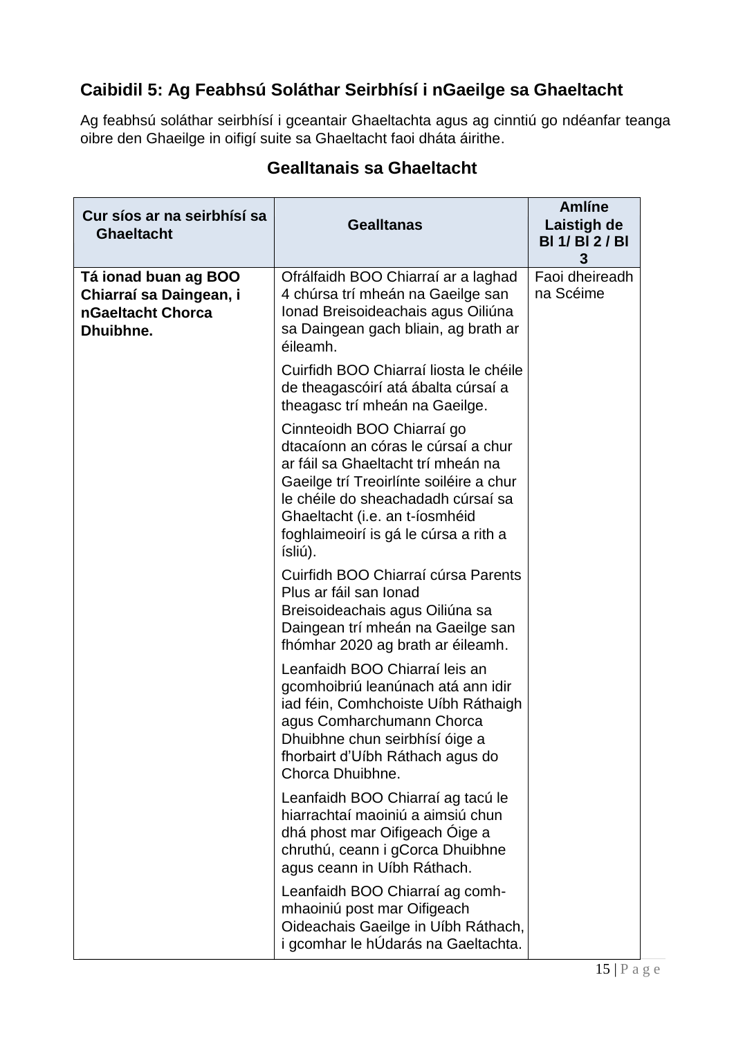## Caibidil 5: Ag Feabhsú Soláthar Seirbhísí i nGaeilge sa Ghaeltacht

Ag feabhsú soláthar seirbhísí i gceantair Ghaeltachta agus ag cinntiú go ndéanfar teanga oibre den Ghaeilge in oifigí suite sa Ghaeltacht faoi dháta áirithe.

### Gealltanais sa Ghaeltacht

| Cur síos ar na seirbhísí sa Ghaeltacht | Gealltanas | Amlíne Laistigh de Bl 1/ Bl 2 / Bl 3 |
|---|---|---|
| **Tá ionad buan ag BOO Chiarraí sa Daingean, i nGaeltacht Chorca Dhuibhne.** | Ofrálfaidh BOO Chiarraí ar a laghad 4 chúrsa trí mheán na Gaeilge san Ionad Breisoideachais agus Oiliúna sa Daingean gach bliain, ag brath ar éileamh. | Faoi dheireadh na Scéime |
| | Cuirfidh BOO Chiarraí liosta le chéile de theagascóirí atá ábalta cúrsaí a theagasc trí mheán na Gaeilge. | |
| | Cinnteoidh BOO Chiarraí go dtacaíonn an córas le cúrsaí a chur ar fáil sa Ghaeltacht trí mheán na Gaeilge trí Treoirlínte soiléire a chur le chéile do sheachadadh cúrsaí sa Ghaeltacht (i.e. an t-íosmhéid foghlaimeoirí is gá le cúrsa a rith a ísliú). | |
| | Cuirfidh BOO Chiarraí cúrsa Parents Plus ar fáil san Ionad Breisoideachais agus Oiliúna sa Daingean trí mheán na Gaeilge san fhómhar 2020 ag brath ar éileamh. | |
| | Leanfaidh BOO Chiarraí leis an gcomhoibriú leanúnach atá ann idir iad féin, Comhchoiste Uíbh Ráthaigh agus Comharchumann Chorca Dhuibhne chun seirbhísí óige a fhorbairt d'Uíbh Ráthach agus do Chorca Dhuibhne. | |
| | Leanfaidh BOO Chiarraí ag tacú le hiarrachtaí maoiniú a aimsiú chun dhá phost mar Oifigeach Óige a chruthú, ceann i gCorca Dhuibhne agus ceann in Uíbh Ráthach. | |
| | Leanfaidh BOO Chiarraí ag comh-mhaoiniú post mar Oifigeach Oideachais Gaeilge in Uíbh Ráthach, i gcomhar le hÚdarás na Gaeltachta. | |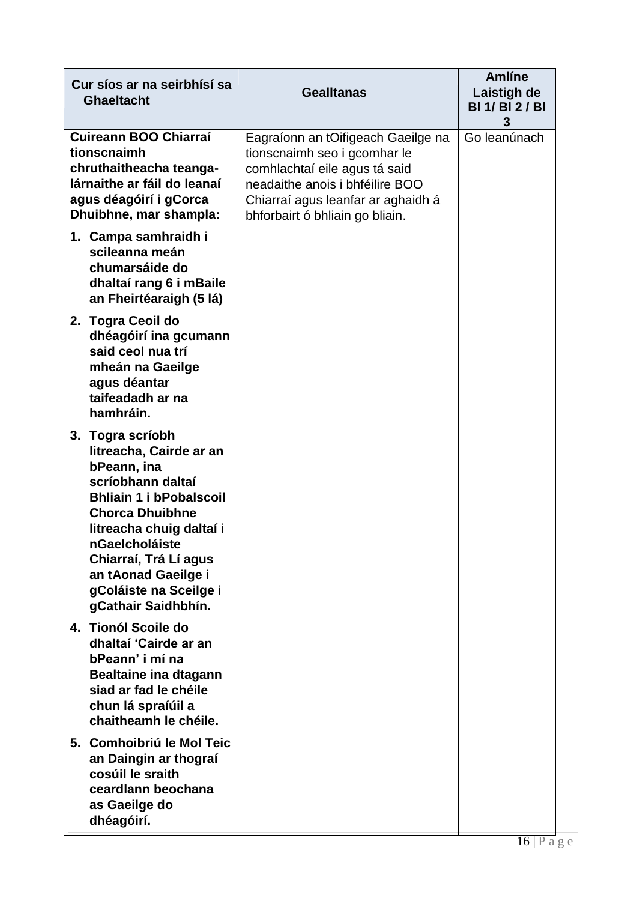| Cur síos ar na seirbhísí sa Ghaeltacht | Gealltanas | Amlíne Laistigh de Bl 1/ Bl 2 / Bl 3 |
|---|---|---|
| **Cuireann BOO Chiarraí tionscnaimh chruthaitheacha teanga-lárnaithe ar fáil do leanaí agus déagóirí i gCorca Dhuibhne, mar shampla:**<br><br>**1. Campa samhraidh i scileanna meán chumarsáide do dhaltaí rang 6 i mBaile an Fheirtéaraigh (5 lá)**<br><br>**2. Togra Ceoil do dhéagóirí ina gcumann said ceol nua trí mheán na Gaeilge agus déantar taifeadadh ar na hamhráin.**<br><br>**3. Togra scríobh litreacha, Cairde ar an bPeann, ina scríobhann daltaí Bhliain 1 i bPobalscoil Chorca Dhuibhne litreacha chuig daltaí i nGaelcholáiste Chiarraí, Trá Lí agus an tAonad Gaeilge i gColáiste na Sceilge i gCathair Saidhbhín.**<br><br>**4. Tionól Scoile do dhaltaí 'Cairde ar an bPeann' i mí na Bealtaine ina dtagann siad ar fad le chéile chun lá spraíúil a chaitheamh le chéile.**<br><br>**5. Comhoibriú le Mol Teic an Daingin ar thograí cosúil le sraith ceardlann beochana as Gaeilge do dhéagóirí.** | Eagraíonn an tOifigeach Gaeilge na tionscnaimh seo i gcomhar le comhlachtaí eile agus tá said neadaithe anois i bhféilire BOO Chiarraí agus leanfar ar aghaidh á bhforbairt ó bhliain go bliain. | Go leanúnach |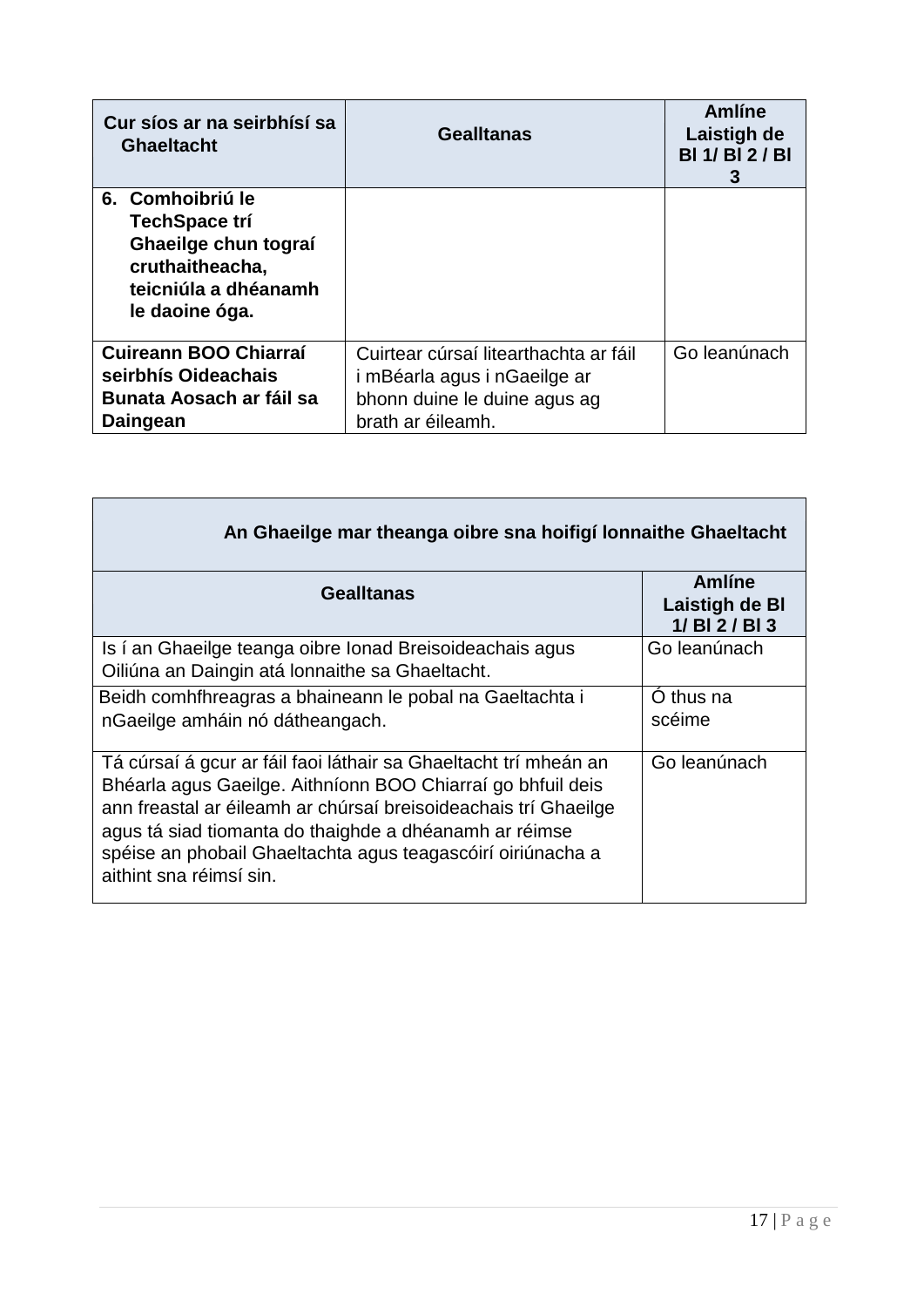| Cur síos ar na seirbhísí sa Ghaeltacht | Gealltanas | Amlíne Laistigh de Bl 1/ Bl 2 / Bl 3 |
| --- | --- | --- |
| **6. Comhoibriú le TechSpace trí Ghaeilge chun tograí cruthaitheacha, teicniúla a dhéanamh le daoine óga.** | | |
| **Cuireann BOO Chiarraí seirbhís Oideachais Bunata Aosach ar fáil sa Daingean** | Cuirtear cúrsaí litearthachta ar fáil i mBéarla agus i nGaeilge ar bhonn duine le duine agus ag brath ar éileamh. | Go leanúnach |

| An Ghaeilge mar theanga oibre sna hoifigí lonnaithe Ghaeltacht | |
| --- | --- |
| **Gealltanas** | **Amlíne Laistigh de Bl 1/ Bl 2 / Bl 3** |
| Is í an Ghaeilge teanga oibre Ionad Breisoideachais agus Oiliúna an Daingin atá lonnaithe sa Ghaeltacht. | Go leanúnach |
| Beidh comhfhreagras a bhaineann le pobal na Gaeltachta i nGaeilge amháin nó dátheangach. | Ó thus na scéime |
| Tá cúrsaí á gcur ar fáil faoi láthair sa Ghaeltacht trí mheán an Bhéarla agus Gaeilge. Aithníonn BOO Chiarraí go bhfuil deis ann freastal ar éileamh ar chúrsaí breisoideachais trí Ghaeilge agus tá siad tiomanta do thaighde a dhéanamh ar réimse spéise an phobail Ghaeltachta agus teagascóirí oiriúnacha a aithint sna réimsí sin. | Go leanúnach |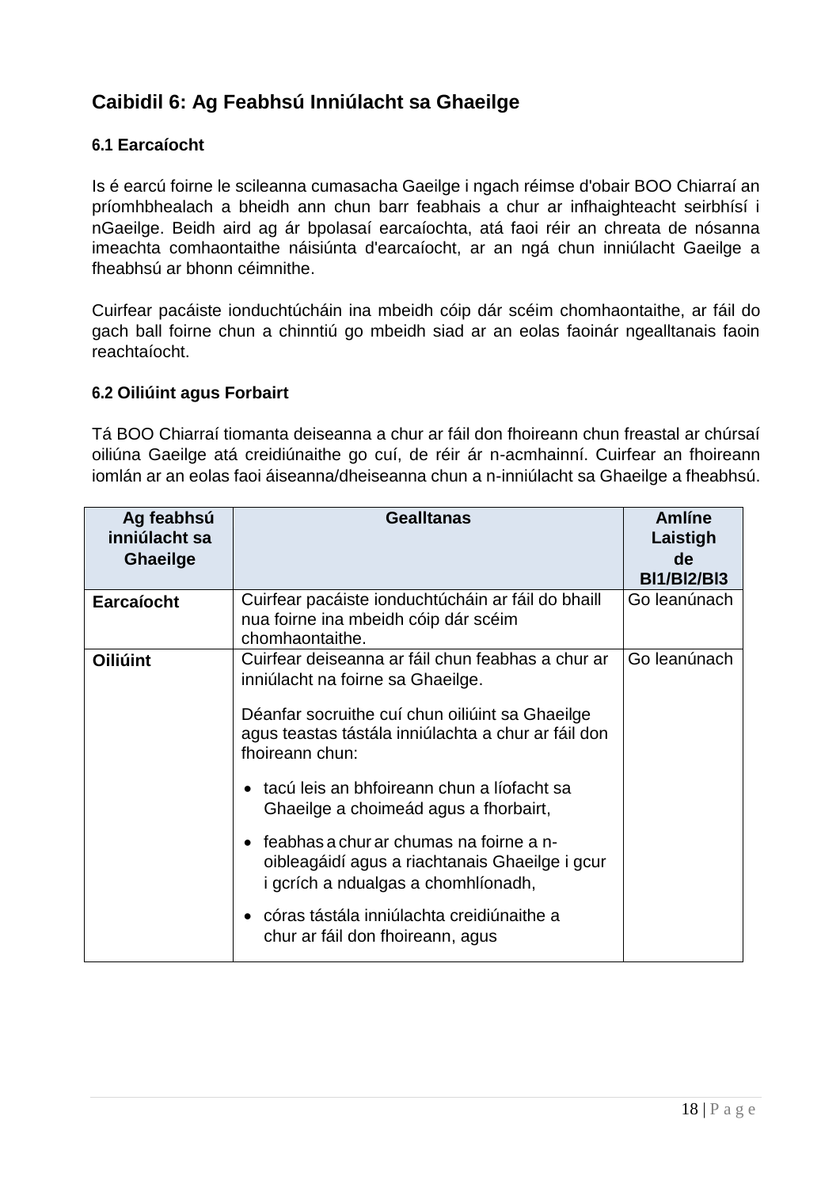## Caibidil 6: Ag Feabhsú Inniúlacht sa Ghaeilge

### 6.1 Earcaíocht

Is é earcú foirne le scileanna cumasacha Gaeilge i ngach réimse d'obair BOO Chiarraí an príomhbhealach a bheidh ann chun barr feabhais a chur ar infhaighteacht seirbhísí i nGaeilge. Beidh aird ag ár bpolasaí earcaíochta, atá faoi réir an chreata de nósanna imeachta comhaontaithe náisiúnta d'earcaíocht, ar an ngá chun inniúlacht Gaeilge a fheabhsú ar bhonn céimnithe.

Cuirfear pacáiste ionduchtúcháin ina mbeidh cóip dár scéim chomhaontaithe, ar fáil do gach ball foirne chun a chinntiú go mbeidh siad ar an eolas faoinár ngealltanais faoin reachtaíocht.

### 6.2 Oiliúint agus Forbairt

Tá BOO Chiarraí tiomanta deiseanna a chur ar fáil don fhoireann chun freastal ar chúrsaí oiliúna Gaeilge atá creidiúnaithe go cuí, de réir ár n-acmhainní. Cuirfear an fhoireann iomlán ar an eolas faoi áiseanna/dheiseanna chun a n-inniúlacht sa Ghaeilge a fheabhsú.

| Ag feabhsú inniúlacht sa Ghaeilge | Gealltanas | Amlíne Laistigh de Bl1/Bl2/Bl3 |
|---|---|---|
| **Earcaíocht** | Cuirfear pacáiste ionduchtúcháin ar fáil do bhaill nua foirne ina mbeidh cóip dár scéim chomhaontaithe. | Go leanúnach |
| **Oiliúint** | Cuirfear deiseanna ar fáil chun feabhas a chur ar inniúlacht na foirne sa Ghaeilge.<br><br>Déanfar socruithe cuí chun oiliúint sa Ghaeilge agus teastas tástála inniúlachta a chur ar fáil don fhoireann chun:<br><br>• tacú leis an bhfoireann chun a líofacht sa Ghaeilge a choimeád agus a fhorbairt,<br><br>• feabhas a chur ar chumas na foirne a n-oibleagáidí agus a riachtanais Ghaeilge i gcur i gcrích a ndualgas a chomhlíonadh,<br><br>• córas tástála inniúlachta creidiúnaithe a chur ar fáil don fhoireann, agus | Go leanúnach |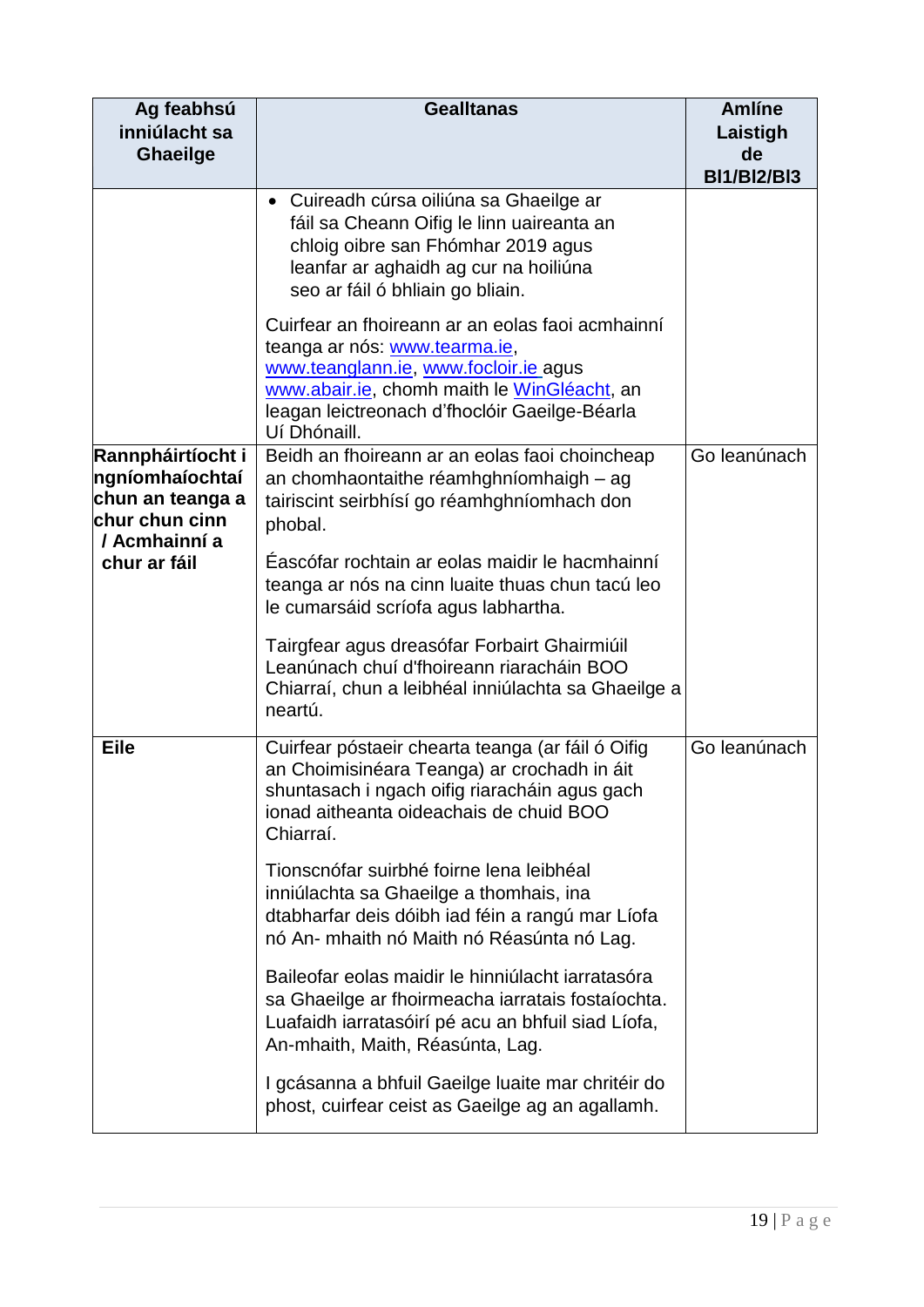| Ag feabhsú inniúlacht sa Ghaeilge | Gealltanas | Amlíne Laistigh de Bl1/Bl2/Bl3 |
|---|---|---|
| | • Cuireadh cúrsa oiliúna sa Ghaeilge ar fáil sa Cheann Oifig le linn uaireanta an chloig oibre san Fhómhar 2019 agus leanfar ar aghaidh ag cur na hoiliúna seo ar fáil ó bhliain go bliain.<br><br>Cuirfear an fhoireann ar an eolas faoi acmhainní teanga ar nós: [www.tearma.ie](http://www.tearma.ie), [www.teanglann.ie](http://www.teanglann.ie), [www.focloir.ie](http://www.focloir.ie) agus [www.abair.ie](http://www.abair.ie), chomh maith le WinGléacht, an leagan leictreonach d'fhoclóir Gaeilge-Béarla Uí Dhónaill. | |
| **Rannpháirtíocht i ngníomhaíochtaí chun an teanga a chur chun cinn / Acmhainní a chur ar fáil** | Beidh an fhoireann ar an eolas faoi choincheap an chomhaontaithe réamhghníomhaigh – ag tairiscint seirbhísí go réamhghníomhach don phobal.<br><br>Éascófar rochtain ar eolas maidir le hacmhainní teanga ar nós na cinn luaite thuas chun tacú leo le cumarsáid scríofa agus labhartha.<br><br>Tairgfear agus dreasófar Forbairt Ghairmiúil Leanúnach chuí d'fhoireann riaracháin BOO Chiarraí, chun a leibhéal inniúlachta sa Ghaeilge a neartú. | Go leanúnach |
| **Eile** | Cuirfear póstaeir chearta teanga (ar fáil ó Oifig an Choimisinéara Teanga) ar crochadh in áit shuntasach i ngach oifig riaracháin agus gach ionad aitheanta oideachais de chuid BOO Chiarraí.<br><br>Tionscnófar suirbhé foirne lena leibhéal inniúlachta sa Ghaeilge a thomhais, ina dtabharfar deis dóibh iad féin a rangú mar Líofa nó An- mhaith nó Maith nó Réasúnta nó Lag.<br><br>Baileofar eolas maidir le hinniúlacht iarratasóra sa Ghaeilge ar fhoirmeacha iarratais fostaíochta. Luafaidh iarratasóirí pé acu an bhfuil siad Líofa, An-mhaith, Maith, Réasúnta, Lag.<br><br>I gcásanna a bhfuil Gaeilge luaite mar chritéir do phost, cuirfear ceist as Gaeilge ag an agallamh. | Go leanúnach |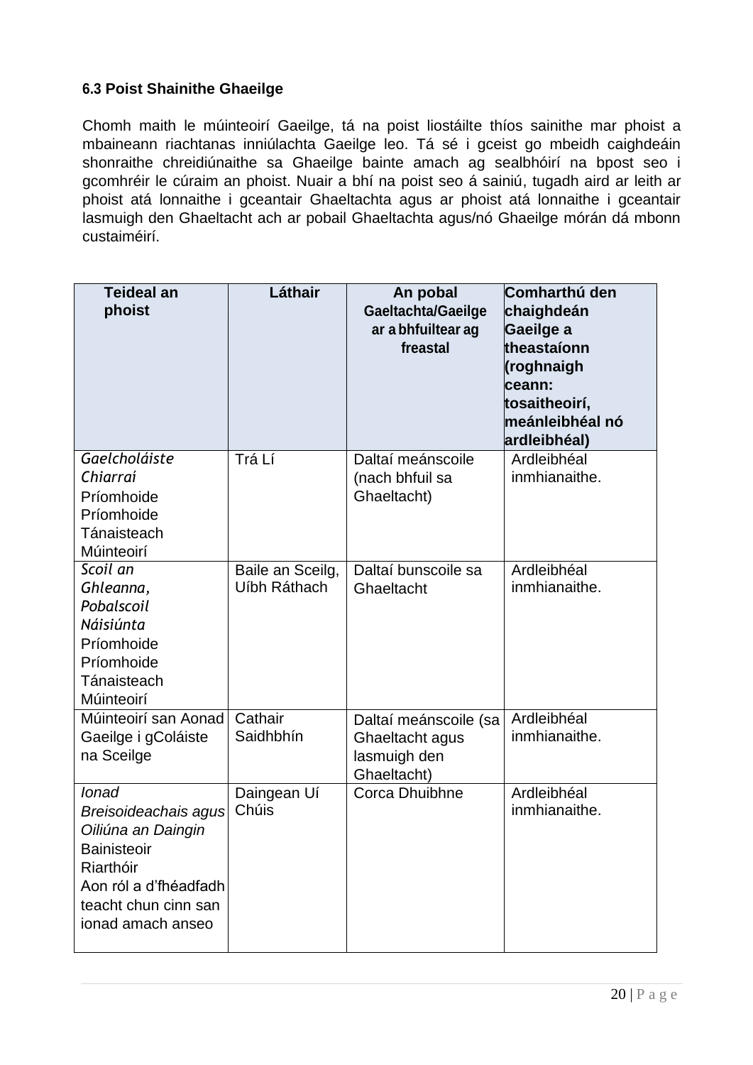### 6.3 Poist Shainithe Ghaeilge

Chomh maith le múinteoirí Gaeilge, tá na poist liostáilte thíos sainithe mar phoist a mbaineann riachtanas inniúlachta Gaeilge leo. Tá sé i gceist go mbeidh caighdeáin shonraithe chreidiúnaithe sa Ghaeilge bainte amach ag sealbhóirí na bpost seo i gcomhréir le cúraim an phoist. Nuair a bhí na poist seo á sainiú, tugadh aird ar leith ar phoist atá lonnaithe i gceantair Ghaeltachta agus ar phoist atá lonnaithe i gceantair lasmuigh den Ghaeltacht ach ar pobail Ghaeltachta agus/nó Ghaeilge mórán dá mbonn custaiméirí.

| Teideal an phoist | Láthair | An pobal Gaeltachta/Gaeilge ar a bhfuiltear ag freastal | Comharthú den chaighdeán Gaeilge a theastaíonn (roghnaigh ceann: tosaitheoirí, meánleibhéal nó ardleibhéal) |
|---|---|---|---|
| *Gaelcholáiste Chiarraí*<br>Príomhoide<br>Príomhoide Tánaisteach<br>Múinteoirí | Trá Lí | Daltaí meánscoile (nach bhfuil sa Ghaeltacht) | Ardleibhéal inmhianaithe. |
| *Scoil an Ghleanna, Pobalscoil Náisiúnta*<br>Príomhoide<br>Príomhoide Tánaisteach<br>Múinteoirí | Baile an Sceilg, Uíbh Ráthach | Daltaí bunscoile sa Ghaeltacht | Ardleibhéal inmhianaithe. |
| Múinteoirí san Aonad Gaeilge i gColáiste na Sceilge | Cathair Saidhbhín | Daltaí meánscoile (sa Ghaeltacht agus lasmuigh den Ghaeltacht) | Ardleibhéal inmhianaithe. |
| *Ionad Breisoideachais agus Oiliúna an Daingin*<br>Bainisteoir<br>Riarthóir<br>Aon ról a d'fhéadfadh teacht chun cinn san ionad amach anseo | Daingean Uí Chúis | Corca Dhuibhne | Ardleibhéal inmhianaithe. |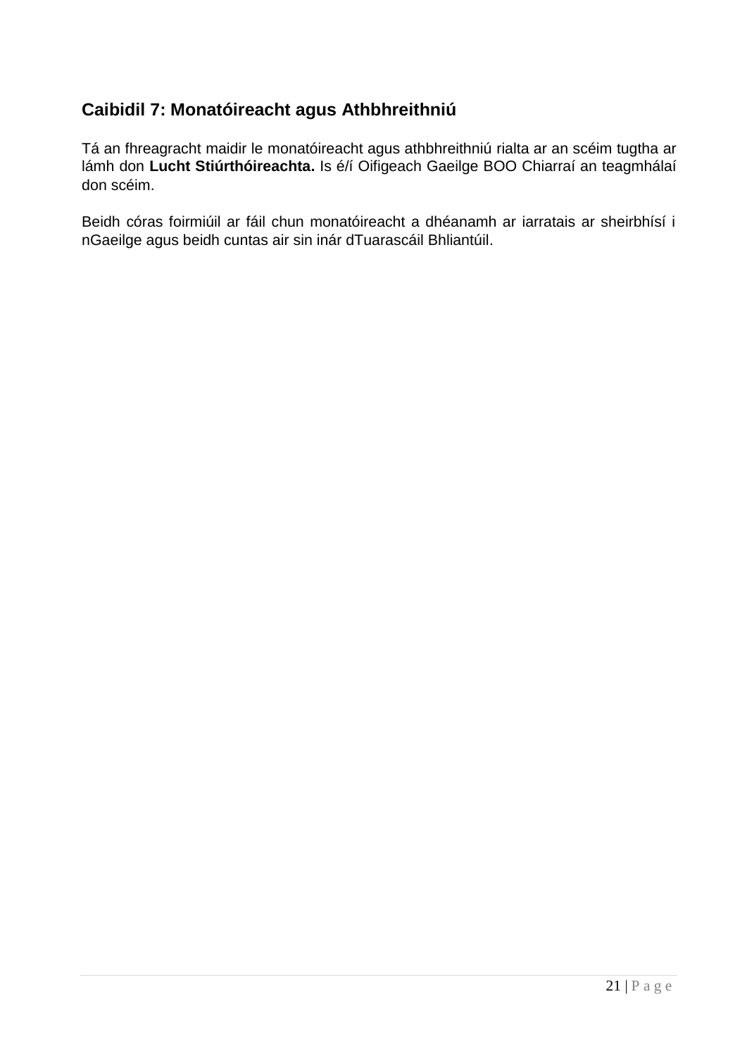## Caibidil 7: Monatóireacht agus Athbhreithniú

Tá an fhreagracht maidir le monatóireacht agus athbhreithniú rialta ar an scéim tugtha ar lámh don **Lucht Stiúrthóireachta.** Is é/í Oifigeach Gaeilge BOO Chiarraí an teagmhálaí don scéim.

Beidh córas foirmiúil ar fáil chun monatóireacht a dhéanamh ar iarratais ar sheirbhísí i nGaeilge agus beidh cuntas air sin inár dTuarascáil Bhliantúil.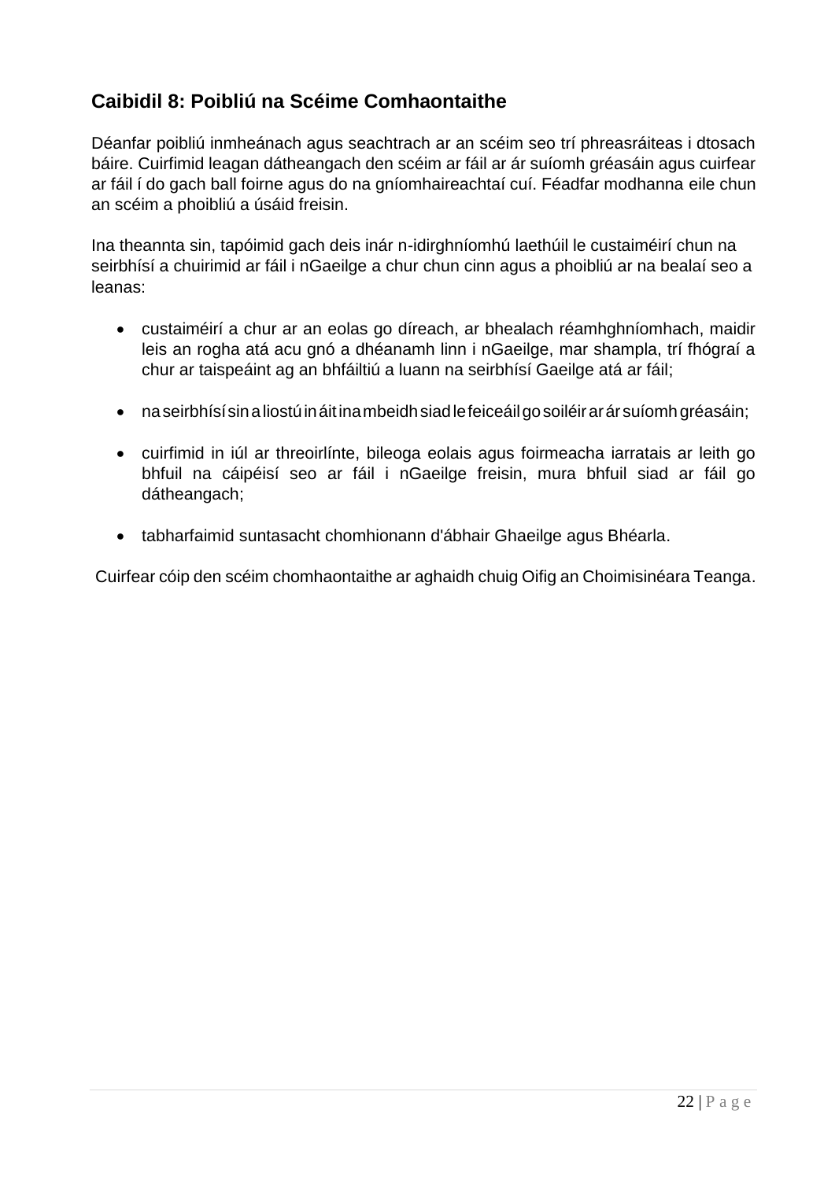## Caibidil 8: Poibliú na Scéime Comhaontaithe

Déanfar poibliú inmheánach agus seachtrach ar an scéim seo trí phreasráiteas i dtosach báire. Cuirfimid leagan dátheangach den scéim ar fáil ar ár suíomh gréasáin agus cuirfear ar fáil í do gach ball foirne agus do na gníomhaireachtaí cuí. Féadfar modhanna eile chun an scéim a phoibliú a úsáid freisin.

Ina theannta sin, tapóimid gach deis inár n-idirghníomhú laethúil le custaiméirí chun na seirbhísí a chuirimid ar fáil i nGaeilge a chur chun cinn agus a phoibliú ar na bealaí seo a leanas:

- custaiméirí a chur ar an eolas go díreach, ar bhealach réamhghníomhach, maidir leis an rogha atá acu gnó a dhéanamh linn i nGaeilge, mar shampla, trí fhógraí a chur ar taispeáint ag an bhfáiltiú a luann na seirbhísí Gaeilge atá ar fáil;

- na seirbhísí sin a liostú in áit ina mbeidh siad le feiceáil go soiléir ar ár suíomh gréasáin;

- cuirfimid in iúl ar threoirlínte, bileoga eolais agus foirmeacha iarratais ar leith go bhfuil na cáipéisí seo ar fáil i nGaeilge freisin, mura bhfuil siad ar fáil go dátheangach;

- tabharfaimid suntasacht chomhionann d'ábhair Ghaeilge agus Bhéarla.

Cuirfear cóip den scéim chomhaontaithe ar aghaidh chuig Oifig an Choimisinéara Teanga.